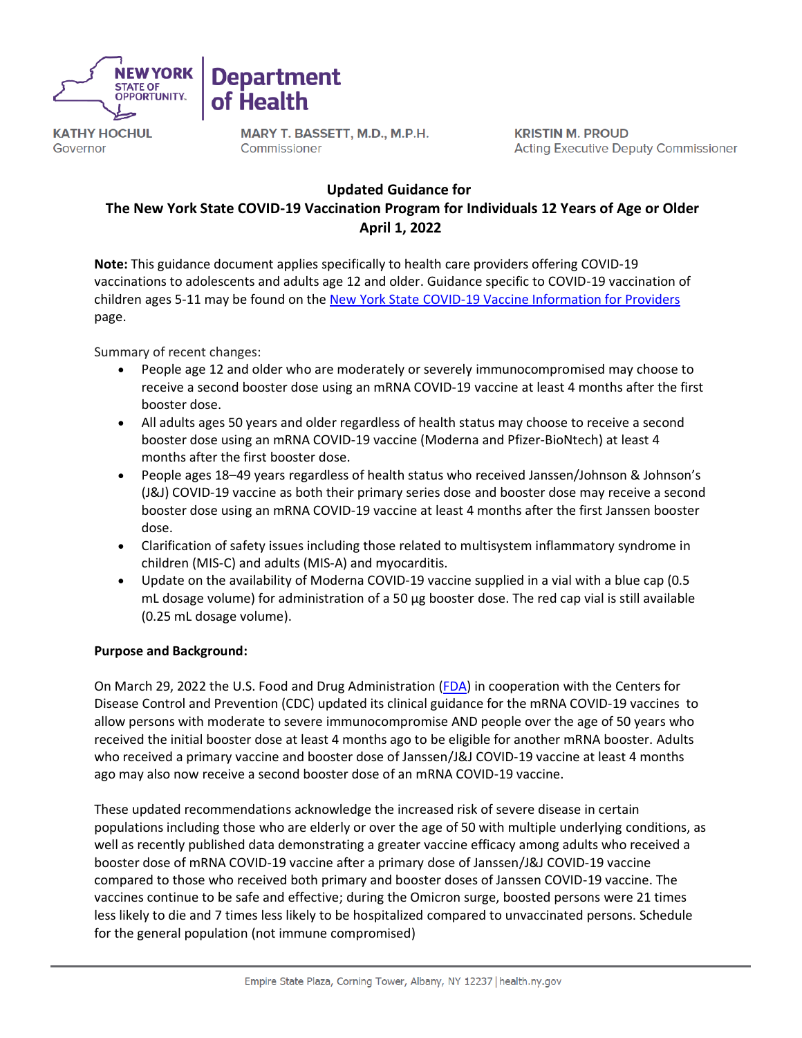NEW YORK STATE OF OPPORTUNITY. | Department of Health

**KATHY HOCHUL**
Governor

**MARY T. BASSETT, M.D., M.P.H.**
Commissioner

**KRISTIN M. PROUD**
Acting Executive Deputy Commissioner

# Updated Guidance for The New York State COVID-19 Vaccination Program for Individuals 12 Years of Age or Older April 1, 2022

**Note:** This guidance document applies specifically to health care providers offering COVID-19 vaccinations to adolescents and adults age 12 and older. Guidance specific to COVID-19 vaccination of children ages 5-11 may be found on the [New York State COVID-19 Vaccine Information for Providers](New York State COVID-19 Vaccine Information for Providers) page.

Summary of recent changes:

- People age 12 and older who are moderately or severely immunocompromised may choose to receive a second booster dose using an mRNA COVID-19 vaccine at least 4 months after the first booster dose.
- All adults ages 50 years and older regardless of health status may choose to receive a second booster dose using an mRNA COVID-19 vaccine (Moderna and Pfizer-BioNtech) at least 4 months after the first booster dose.
- People ages 18–49 years regardless of health status who received Janssen/Johnson & Johnson's (J&J) COVID-19 vaccine as both their primary series dose and booster dose may receive a second booster dose using an mRNA COVID-19 vaccine at least 4 months after the first Janssen booster dose.
- Clarification of safety issues including those related to multisystem inflammatory syndrome in children (MIS-C) and adults (MIS-A) and myocarditis.
- Update on the availability of Moderna COVID-19 vaccine supplied in a vial with a blue cap (0.5 mL dosage volume) for administration of a 50 μg booster dose. The red cap vial is still available (0.25 mL dosage volume).

**Purpose and Background:**

On March 29, 2022 the U.S. Food and Drug Administration ([FDA](FDA)) in cooperation with the Centers for Disease Control and Prevention (CDC) updated its clinical guidance for the mRNA COVID-19 vaccines to allow persons with moderate to severe immunocompromise AND people over the age of 50 years who received the initial booster dose at least 4 months ago to be eligible for another mRNA booster. Adults who received a primary vaccine and booster dose of Janssen/J&J COVID-19 vaccine at least 4 months ago may also now receive a second booster dose of an mRNA COVID-19 vaccine.

These updated recommendations acknowledge the increased risk of severe disease in certain populations including those who are elderly or over the age of 50 with multiple underlying conditions, as well as recently published data demonstrating a greater vaccine efficacy among adults who received a booster dose of mRNA COVID-19 vaccine after a primary dose of Janssen/J&J COVID-19 vaccine compared to those who received both primary and booster doses of Janssen COVID-19 vaccine. The vaccines continue to be safe and effective; during the Omicron surge, boosted persons were 21 times less likely to die and 7 times less likely to be hospitalized compared to unvaccinated persons. Schedule for the general population (not immune compromised)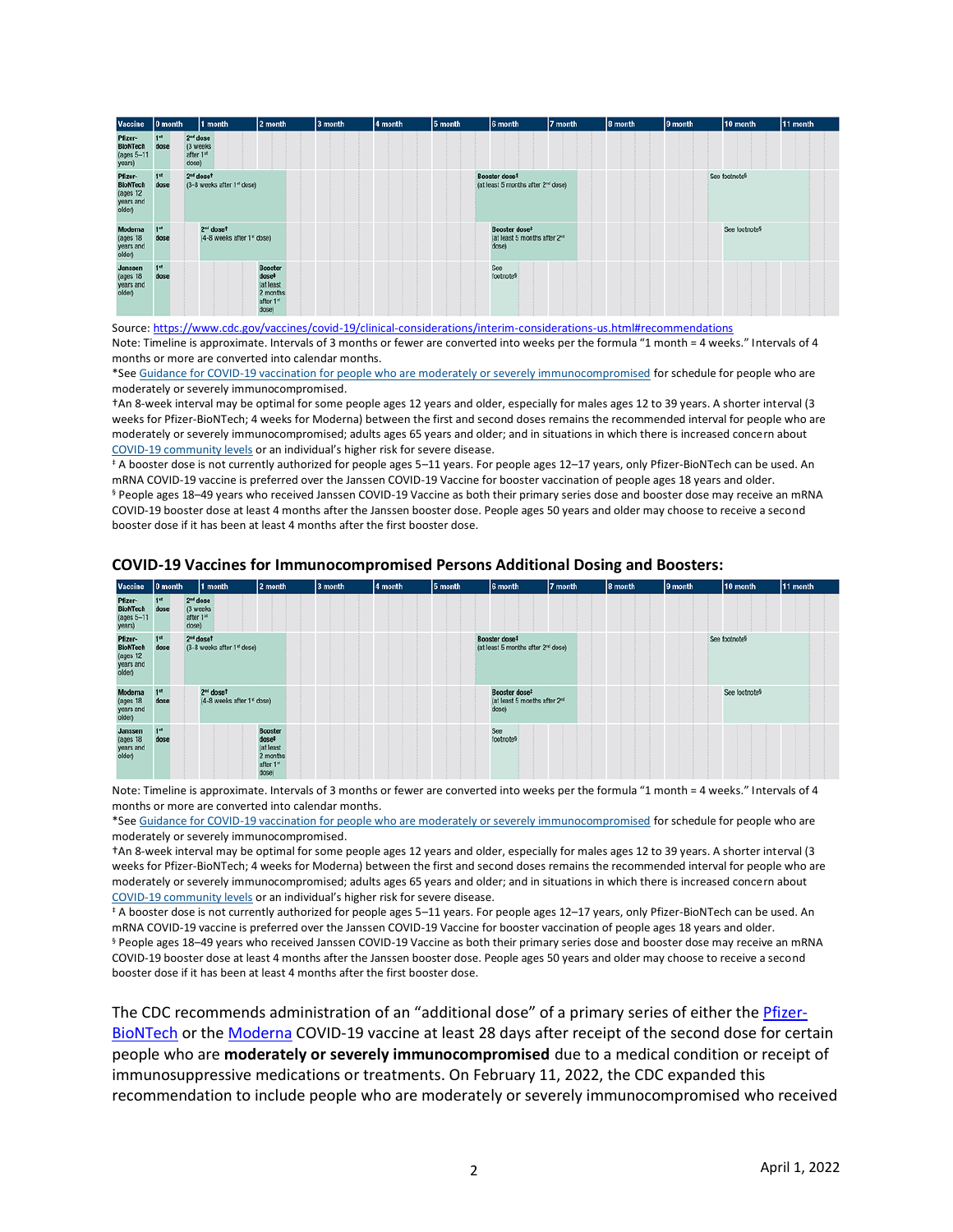| Vaccine | 0 month | 1 month | 2 month | 3 month | 4 month | 5 month | 6 month | 7 month | 8 month | 9 month | 10 month | 11 month |
|---|---|---|---|---|---|---|---|---|---|---|---|---|
| Pfizer-BioNTech (ages 5–11 years) | 1st dose | 2nd dose (3 weeks after 1st dose) | | | | | | | | | | |
| Pfizer-BioNTech (ages 12 years and older) | 1st dose | 2nd dose† (3-8 weeks after 1st dose) | | | | | Booster dose‡ (at least 5 months after 2nd dose) | | | | See footnote§ | |
| Moderna (ages 18 years and older) | 1st dose | 2nd dose† (4-8 weeks after 1st dose) | | | | | Booster dose‡ (at least 5 months after 2nd dose) | | | | See footnote§ | |
| Janssen (ages 18 years and older) | 1st dose | | Booster dose‡ (at least 2 months after 1st dose) | | | | See footnote§ | | | | | |

Source: https://www.cdc.gov/vaccines/covid-19/clinical-considerations/interim-considerations-us.html#recommendations

Note: Timeline is approximate. Intervals of 3 months or fewer are converted into weeks per the formula "1 month = 4 weeks." Intervals of 4 months or more are converted into calendar months.

*See Guidance for COVID-19 vaccination for people who are moderately or severely immunocompromised for schedule for people who are moderately or severely immunocompromised.

†An 8-week interval may be optimal for some people ages 12 years and older, especially for males ages 12 to 39 years. A shorter interval (3 weeks for Pfizer-BioNTech; 4 weeks for Moderna) between the first and second doses remains the recommended interval for people who are moderately or severely immunocompromised; adults ages 65 years and older; and in situations in which there is increased concern about COVID-19 community levels or an individual's higher risk for severe disease.

‡ A booster dose is not currently authorized for people ages 5–11 years. For people ages 12–17 years, only Pfizer-BioNTech can be used. An mRNA COVID-19 vaccine is preferred over the Janssen COVID-19 Vaccine for booster vaccination of people ages 18 years and older.

§ People ages 18–49 years who received Janssen COVID-19 Vaccine as both their primary series dose and booster dose may receive an mRNA COVID-19 booster dose at least 4 months after the Janssen booster dose. People ages 50 years and older may choose to receive a second booster dose if it has been at least 4 months after the first booster dose.

### COVID-19 Vaccines for Immunocompromised Persons Additional Dosing and Boosters:

| Vaccine | 0 month | 1 month | 2 month | 3 month | 4 month | 5 month | 6 month | 7 month | 8 month | 9 month | 10 month | 11 month |
|---|---|---|---|---|---|---|---|---|---|---|---|---|
| Pfizer-BioNTech (ages 5–11 years) | 1st dose | 2nd dose (3 weeks after 1st dose) | | | | | | | | | | |
| Pfizer-BioNTech (ages 12 years and older) | 1st dose | 2nd dose† (3-8 weeks after 1st dose) | | | | | Booster dose‡ (at least 5 months after 2nd dose) | | | | See footnote§ | |
| Moderna (ages 18 years and older) | 1st dose | 2nd dose† (4-8 weeks after 1st dose) | | | | | Booster dose‡ (at least 5 months after 2nd dose) | | | | See footnote§ | |
| Janssen (ages 18 years and older) | 1st dose | | Booster dose‡ (at least 2 months after 1st dose) | | | | See footnote§ | | | | | |

Note: Timeline is approximate. Intervals of 3 months or fewer are converted into weeks per the formula "1 month = 4 weeks." Intervals of 4 months or more are converted into calendar months.

*See Guidance for COVID-19 vaccination for people who are moderately or severely immunocompromised for schedule for people who are moderately or severely immunocompromised.

†An 8-week interval may be optimal for some people ages 12 years and older, especially for males ages 12 to 39 years. A shorter interval (3 weeks for Pfizer-BioNTech; 4 weeks for Moderna) between the first and second doses remains the recommended interval for people who are moderately or severely immunocompromised; adults ages 65 years and older; and in situations in which there is increased concern about COVID-19 community levels or an individual's higher risk for severe disease.

‡ A booster dose is not currently authorized for people ages 5–11 years. For people ages 12–17 years, only Pfizer-BioNTech can be used. An mRNA COVID-19 vaccine is preferred over the Janssen COVID-19 Vaccine for booster vaccination of people ages 18 years and older.

§ People ages 18–49 years who received Janssen COVID-19 Vaccine as both their primary series dose and booster dose may receive an mRNA COVID-19 booster dose at least 4 months after the Janssen booster dose. People ages 50 years and older may choose to receive a second booster dose if it has been at least 4 months after the first booster dose.

The CDC recommends administration of an "additional dose" of a primary series of either the Pfizer-BioNTech or the Moderna COVID-19 vaccine at least 28 days after receipt of the second dose for certain people who are **moderately or severely immunocompromised** due to a medical condition or receipt of immunosuppressive medications or treatments. On February 11, 2022, the CDC expanded this recommendation to include people who are moderately or severely immunocompromised who received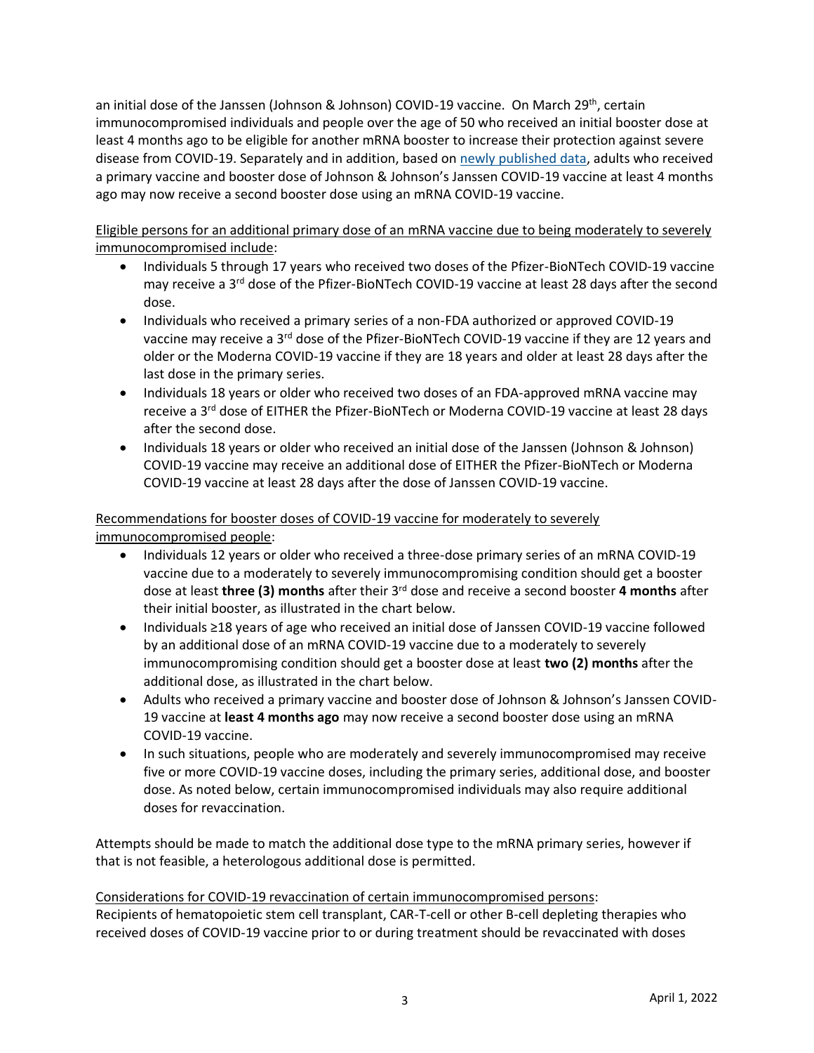an initial dose of the Janssen (Johnson & Johnson) COVID-19 vaccine. On March 29th, certain immunocompromised individuals and people over the age of 50 who received an initial booster dose at least 4 months ago to be eligible for another mRNA booster to increase their protection against severe disease from COVID-19. Separately and in addition, based on [newly published data](), adults who received a primary vaccine and booster dose of Johnson & Johnson's Janssen COVID-19 vaccine at least 4 months ago may now receive a second booster dose using an mRNA COVID-19 vaccine.

<u>Eligible persons for an additional primary dose of an mRNA vaccine due to being moderately to severely immunocompromised include</u>:

- Individuals 5 through 17 years who received two doses of the Pfizer-BioNTech COVID-19 vaccine may receive a 3rd dose of the Pfizer-BioNTech COVID-19 vaccine at least 28 days after the second dose.
- Individuals who received a primary series of a non-FDA authorized or approved COVID-19 vaccine may receive a 3rd dose of the Pfizer-BioNTech COVID-19 vaccine if they are 12 years and older or the Moderna COVID-19 vaccine if they are 18 years and older at least 28 days after the last dose in the primary series.
- Individuals 18 years or older who received two doses of an FDA-approved mRNA vaccine may receive a 3rd dose of EITHER the Pfizer-BioNTech or Moderna COVID-19 vaccine at least 28 days after the second dose.
- Individuals 18 years or older who received an initial dose of the Janssen (Johnson & Johnson) COVID-19 vaccine may receive an additional dose of EITHER the Pfizer-BioNTech or Moderna COVID-19 vaccine at least 28 days after the dose of Janssen COVID-19 vaccine.

<u>Recommendations for booster doses of COVID-19 vaccine for moderately to severely immunocompromised people</u>:

- Individuals 12 years or older who received a three-dose primary series of an mRNA COVID-19 vaccine due to a moderately to severely immunocompromising condition should get a booster dose at least **three (3) months** after their 3rd dose and receive a second booster **4 months** after their initial booster, as illustrated in the chart below.
- Individuals ≥18 years of age who received an initial dose of Janssen COVID-19 vaccine followed by an additional dose of an mRNA COVID-19 vaccine due to a moderately to severely immunocompromising condition should get a booster dose at least **two (2) months** after the additional dose, as illustrated in the chart below.
- Adults who received a primary vaccine and booster dose of Johnson & Johnson's Janssen COVID-19 vaccine at **least 4 months ago** may now receive a second booster dose using an mRNA COVID-19 vaccine.
- In such situations, people who are moderately and severely immunocompromised may receive five or more COVID-19 vaccine doses, including the primary series, additional dose, and booster dose. As noted below, certain immunocompromised individuals may also require additional doses for revaccination.

Attempts should be made to match the additional dose type to the mRNA primary series, however if that is not feasible, a heterologous additional dose is permitted.

<u>Considerations for COVID-19 revaccination of certain immunocompromised persons</u>:
Recipients of hematopoietic stem cell transplant, CAR-T-cell or other B-cell depleting therapies who received doses of COVID-19 vaccine prior to or during treatment should be revaccinated with doses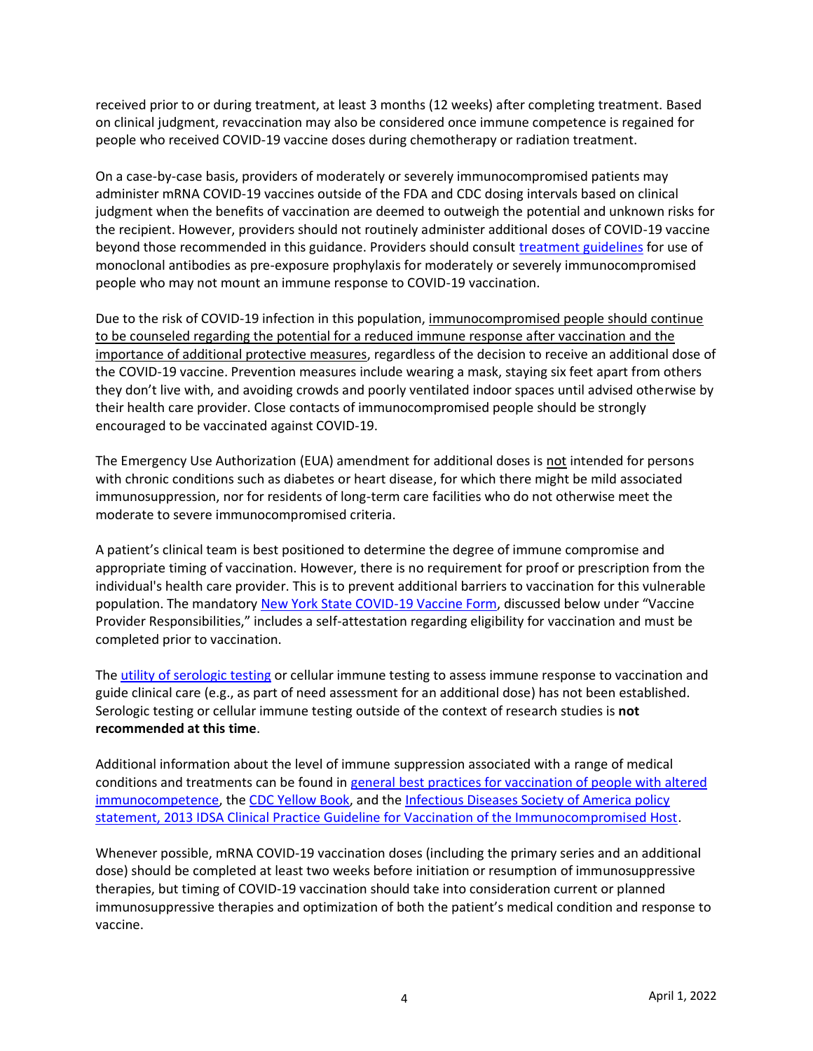received prior to or during treatment, at least 3 months (12 weeks) after completing treatment. Based on clinical judgment, revaccination may also be considered once immune competence is regained for people who received COVID-19 vaccine doses during chemotherapy or radiation treatment.

On a case-by-case basis, providers of moderately or severely immunocompromised patients may administer mRNA COVID-19 vaccines outside of the FDA and CDC dosing intervals based on clinical judgment when the benefits of vaccination are deemed to outweigh the potential and unknown risks for the recipient. However, providers should not routinely administer additional doses of COVID-19 vaccine beyond those recommended in this guidance. Providers should consult treatment guidelines for use of monoclonal antibodies as pre-exposure prophylaxis for moderately or severely immunocompromised people who may not mount an immune response to COVID-19 vaccination.

Due to the risk of COVID-19 infection in this population, immunocompromised people should continue to be counseled regarding the potential for a reduced immune response after vaccination and the importance of additional protective measures, regardless of the decision to receive an additional dose of the COVID-19 vaccine. Prevention measures include wearing a mask, staying six feet apart from others they don't live with, and avoiding crowds and poorly ventilated indoor spaces until advised otherwise by their health care provider. Close contacts of immunocompromised people should be strongly encouraged to be vaccinated against COVID-19.

The Emergency Use Authorization (EUA) amendment for additional doses is not intended for persons with chronic conditions such as diabetes or heart disease, for which there might be mild associated immunosuppression, nor for residents of long-term care facilities who do not otherwise meet the moderate to severe immunocompromised criteria.

A patient's clinical team is best positioned to determine the degree of immune compromise and appropriate timing of vaccination. However, there is no requirement for proof or prescription from the individual's health care provider. This is to prevent additional barriers to vaccination for this vulnerable population. The mandatory New York State COVID-19 Vaccine Form, discussed below under "Vaccine Provider Responsibilities," includes a self-attestation regarding eligibility for vaccination and must be completed prior to vaccination.

The utility of serologic testing or cellular immune testing to assess immune response to vaccination and guide clinical care (e.g., as part of need assessment for an additional dose) has not been established. Serologic testing or cellular immune testing outside of the context of research studies is **not recommended at this time**.

Additional information about the level of immune suppression associated with a range of medical conditions and treatments can be found in general best practices for vaccination of people with altered immunocompetence, the CDC Yellow Book, and the Infectious Diseases Society of America policy statement, 2013 IDSA Clinical Practice Guideline for Vaccination of the Immunocompromised Host.

Whenever possible, mRNA COVID-19 vaccination doses (including the primary series and an additional dose) should be completed at least two weeks before initiation or resumption of immunosuppressive therapies, but timing of COVID-19 vaccination should take into consideration current or planned immunosuppressive therapies and optimization of both the patient's medical condition and response to vaccine.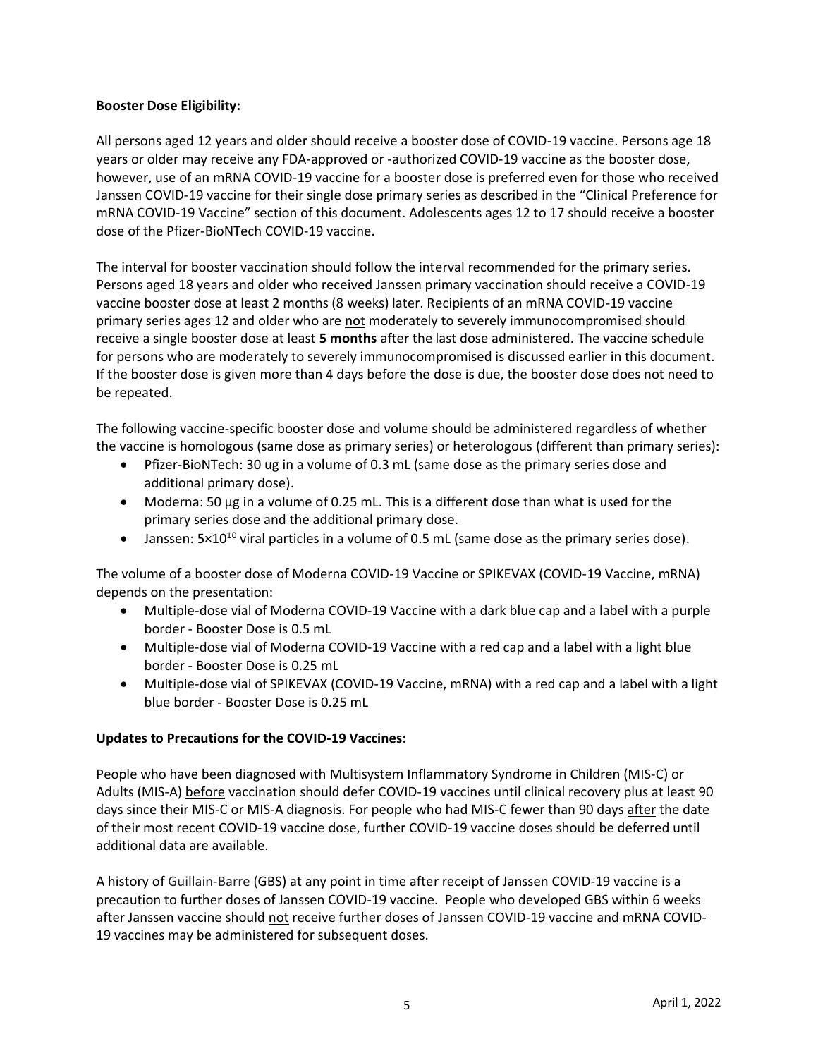**Booster Dose Eligibility:**

All persons aged 12 years and older should receive a booster dose of COVID-19 vaccine. Persons age 18 years or older may receive any FDA-approved or -authorized COVID-19 vaccine as the booster dose, however, use of an mRNA COVID-19 vaccine for a booster dose is preferred even for those who received Janssen COVID-19 vaccine for their single dose primary series as described in the "Clinical Preference for mRNA COVID-19 Vaccine" section of this document. Adolescents ages 12 to 17 should receive a booster dose of the Pfizer-BioNTech COVID-19 vaccine.

The interval for booster vaccination should follow the interval recommended for the primary series. Persons aged 18 years and older who received Janssen primary vaccination should receive a COVID-19 vaccine booster dose at least 2 months (8 weeks) later. Recipients of an mRNA COVID-19 vaccine primary series ages 12 and older who are not moderately to severely immunocompromised should receive a single booster dose at least **5 months** after the last dose administered. The vaccine schedule for persons who are moderately to severely immunocompromised is discussed earlier in this document. If the booster dose is given more than 4 days before the dose is due, the booster dose does not need to be repeated.

The following vaccine-specific booster dose and volume should be administered regardless of whether the vaccine is homologous (same dose as primary series) or heterologous (different than primary series):

- Pfizer-BioNTech: 30 ug in a volume of 0.3 mL (same dose as the primary series dose and additional primary dose).
- Moderna: 50 µg in a volume of 0.25 mL. This is a different dose than what is used for the primary series dose and the additional primary dose.
- Janssen: $5 \times 10^{10}$ viral particles in a volume of 0.5 mL (same dose as the primary series dose).

The volume of a booster dose of Moderna COVID-19 Vaccine or SPIKEVAX (COVID-19 Vaccine, mRNA) depends on the presentation:

- Multiple-dose vial of Moderna COVID-19 Vaccine with a dark blue cap and a label with a purple border - Booster Dose is 0.5 mL
- Multiple-dose vial of Moderna COVID-19 Vaccine with a red cap and a label with a light blue border - Booster Dose is 0.25 mL
- Multiple-dose vial of SPIKEVAX (COVID-19 Vaccine, mRNA) with a red cap and a label with a light blue border - Booster Dose is 0.25 mL

**Updates to Precautions for the COVID-19 Vaccines:**

People who have been diagnosed with Multisystem Inflammatory Syndrome in Children (MIS-C) or Adults (MIS-A) before vaccination should defer COVID-19 vaccines until clinical recovery plus at least 90 days since their MIS-C or MIS-A diagnosis. For people who had MIS-C fewer than 90 days after the date of their most recent COVID-19 vaccine dose, further COVID-19 vaccine doses should be deferred until additional data are available.

A history of Guillain-Barre (GBS) at any point in time after receipt of Janssen COVID-19 vaccine is a precaution to further doses of Janssen COVID-19 vaccine. People who developed GBS within 6 weeks after Janssen vaccine should not receive further doses of Janssen COVID-19 vaccine and mRNA COVID-19 vaccines may be administered for subsequent doses.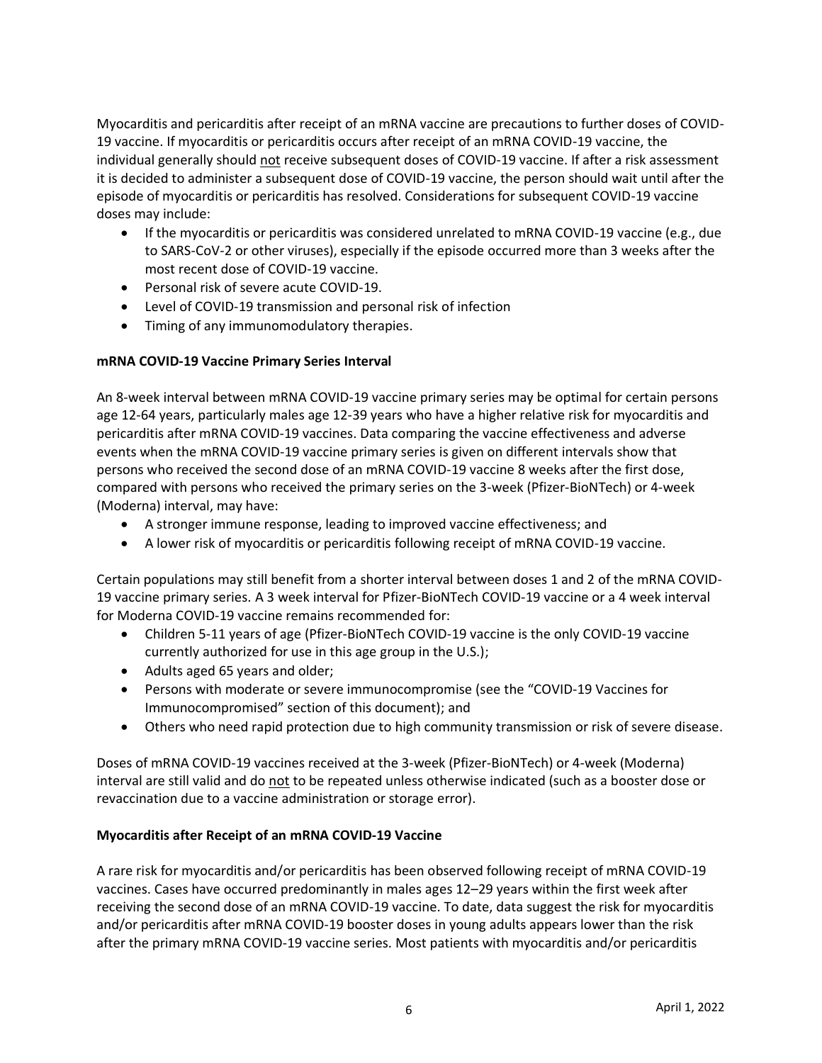Myocarditis and pericarditis after receipt of an mRNA vaccine are precautions to further doses of COVID-19 vaccine. If myocarditis or pericarditis occurs after receipt of an mRNA COVID-19 vaccine, the individual generally should not receive subsequent doses of COVID-19 vaccine. If after a risk assessment it is decided to administer a subsequent dose of COVID-19 vaccine, the person should wait until after the episode of myocarditis or pericarditis has resolved. Considerations for subsequent COVID-19 vaccine doses may include:

- If the myocarditis or pericarditis was considered unrelated to mRNA COVID-19 vaccine (e.g., due to SARS-CoV-2 or other viruses), especially if the episode occurred more than 3 weeks after the most recent dose of COVID-19 vaccine.
- Personal risk of severe acute COVID-19.
- Level of COVID-19 transmission and personal risk of infection
- Timing of any immunomodulatory therapies.

**mRNA COVID-19 Vaccine Primary Series Interval**

An 8-week interval between mRNA COVID-19 vaccine primary series may be optimal for certain persons age 12-64 years, particularly males age 12-39 years who have a higher relative risk for myocarditis and pericarditis after mRNA COVID-19 vaccines. Data comparing the vaccine effectiveness and adverse events when the mRNA COVID-19 vaccine primary series is given on different intervals show that persons who received the second dose of an mRNA COVID-19 vaccine 8 weeks after the first dose, compared with persons who received the primary series on the 3-week (Pfizer-BioNTech) or 4-week (Moderna) interval, may have:

- A stronger immune response, leading to improved vaccine effectiveness; and
- A lower risk of myocarditis or pericarditis following receipt of mRNA COVID-19 vaccine.

Certain populations may still benefit from a shorter interval between doses 1 and 2 of the mRNA COVID-19 vaccine primary series. A 3 week interval for Pfizer-BioNTech COVID-19 vaccine or a 4 week interval for Moderna COVID-19 vaccine remains recommended for:

- Children 5-11 years of age (Pfizer-BioNTech COVID-19 vaccine is the only COVID-19 vaccine currently authorized for use in this age group in the U.S.);
- Adults aged 65 years and older;
- Persons with moderate or severe immunocompromise (see the "COVID-19 Vaccines for Immunocompromised" section of this document); and
- Others who need rapid protection due to high community transmission or risk of severe disease.

Doses of mRNA COVID-19 vaccines received at the 3-week (Pfizer-BioNTech) or 4-week (Moderna) interval are still valid and do not to be repeated unless otherwise indicated (such as a booster dose or revaccination due to a vaccine administration or storage error).

**Myocarditis after Receipt of an mRNA COVID-19 Vaccine**

A rare risk for myocarditis and/or pericarditis has been observed following receipt of mRNA COVID-19 vaccines. Cases have occurred predominantly in males ages 12–29 years within the first week after receiving the second dose of an mRNA COVID-19 vaccine. To date, data suggest the risk for myocarditis and/or pericarditis after mRNA COVID-19 booster doses in young adults appears lower than the risk after the primary mRNA COVID-19 vaccine series. Most patients with myocarditis and/or pericarditis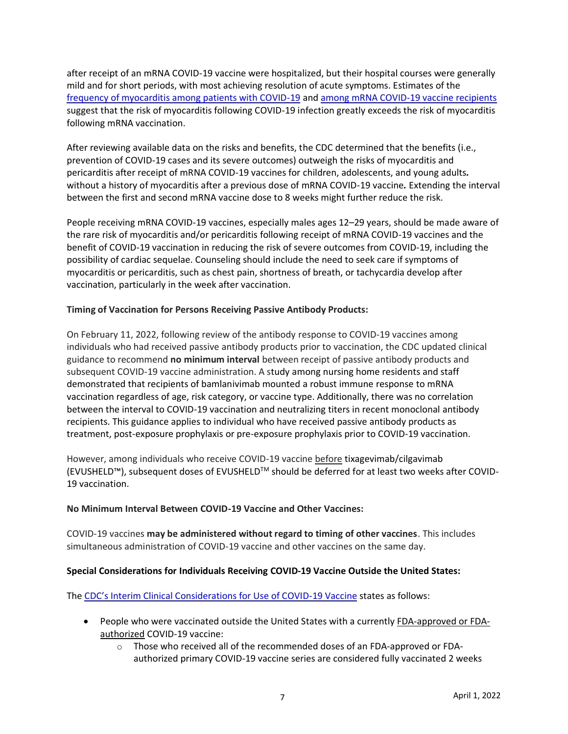after receipt of an mRNA COVID-19 vaccine were hospitalized, but their hospital courses were generally mild and for short periods, with most achieving resolution of acute symptoms. Estimates of the [frequency of myocarditis among patients with COVID-19](#) and [among mRNA COVID-19 vaccine recipients](#) suggest that the risk of myocarditis following COVID-19 infection greatly exceeds the risk of myocarditis following mRNA vaccination.

After reviewing available data on the risks and benefits, the CDC determined that the benefits (i.e., prevention of COVID-19 cases and its severe outcomes) outweigh the risks of myocarditis and pericarditis after receipt of mRNA COVID-19 vaccines for children, adolescents, and young adults*.* without a history of myocarditis after a previous dose of mRNA COVID-19 vaccine*.* Extending the interval between the first and second mRNA vaccine dose to 8 weeks might further reduce the risk.

People receiving mRNA COVID-19 vaccines, especially males ages 12–29 years, should be made aware of the rare risk of myocarditis and/or pericarditis following receipt of mRNA COVID-19 vaccines and the benefit of COVID-19 vaccination in reducing the risk of severe outcomes from COVID-19, including the possibility of cardiac sequelae. Counseling should include the need to seek care if symptoms of myocarditis or pericarditis, such as chest pain, shortness of breath, or tachycardia develop after vaccination, particularly in the week after vaccination.

**Timing of Vaccination for Persons Receiving Passive Antibody Products:**

On February 11, 2022, following review of the antibody response to COVID-19 vaccines among individuals who had received passive antibody products prior to vaccination, the CDC updated clinical guidance to recommend **no minimum interval** between receipt of passive antibody products and subsequent COVID-19 vaccine administration. A study among nursing home residents and staff demonstrated that recipients of bamlanivimab mounted a robust immune response to mRNA vaccination regardless of age, risk category, or vaccine type. Additionally, there was no correlation between the interval to COVID-19 vaccination and neutralizing titers in recent monoclonal antibody recipients. This guidance applies to individual who have received passive antibody products as treatment, post-exposure prophylaxis or pre-exposure prophylaxis prior to COVID-19 vaccination.

However, among individuals who receive COVID-19 vaccine before tixagevimab/cilgavimab (EVUSHELD™), subsequent doses of EVUSHELD™ should be deferred for at least two weeks after COVID-19 vaccination.

**No Minimum Interval Between COVID-19 Vaccine and Other Vaccines:**

COVID-19 vaccines **may be administered without regard to timing of other vaccines**. This includes simultaneous administration of COVID-19 vaccine and other vaccines on the same day.

**Special Considerations for Individuals Receiving COVID-19 Vaccine Outside the United States:**

The [CDC's Interim Clinical Considerations for Use of COVID-19 Vaccine](#) states as follows:

- People who were vaccinated outside the United States with a currently FDA-approved or FDA-authorized COVID-19 vaccine:
  - Those who received all of the recommended doses of an FDA-approved or FDA-authorized primary COVID-19 vaccine series are considered fully vaccinated 2 weeks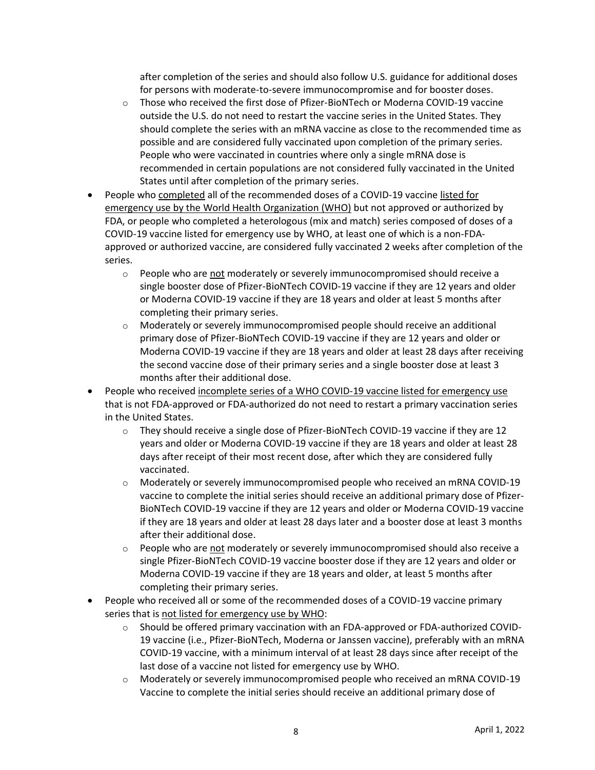after completion of the series and should also follow U.S. guidance for additional doses for persons with moderate-to-severe immunocompromise and for booster doses.

  - Those who received the first dose of Pfizer-BioNTech or Moderna COVID-19 vaccine outside the U.S. do not need to restart the vaccine series in the United States. They should complete the series with an mRNA vaccine as close to the recommended time as possible and are considered fully vaccinated upon completion of the primary series. People who were vaccinated in countries where only a single mRNA dose is recommended in certain populations are not considered fully vaccinated in the United States until after completion of the primary series.

- People who completed all of the recommended doses of a COVID-19 vaccine listed for emergency use by the World Health Organization (WHO) but not approved or authorized by FDA, or people who completed a heterologous (mix and match) series composed of doses of a COVID-19 vaccine listed for emergency use by WHO, at least one of which is a non-FDA-approved or authorized vaccine, are considered fully vaccinated 2 weeks after completion of the series.
  - People who are not moderately or severely immunocompromised should receive a single booster dose of Pfizer-BioNTech COVID-19 vaccine if they are 12 years and older or Moderna COVID-19 vaccine if they are 18 years and older at least 5 months after completing their primary series.
  - Moderately or severely immunocompromised people should receive an additional primary dose of Pfizer-BioNTech COVID-19 vaccine if they are 12 years and older or Moderna COVID-19 vaccine if they are 18 years and older at least 28 days after receiving the second vaccine dose of their primary series and a single booster dose at least 3 months after their additional dose.
- People who received incomplete series of a WHO COVID-19 vaccine listed for emergency use that is not FDA-approved or FDA-authorized do not need to restart a primary vaccination series in the United States.
  - They should receive a single dose of Pfizer-BioNTech COVID-19 vaccine if they are 12 years and older or Moderna COVID-19 vaccine if they are 18 years and older at least 28 days after receipt of their most recent dose, after which they are considered fully vaccinated.
  - Moderately or severely immunocompromised people who received an mRNA COVID-19 vaccine to complete the initial series should receive an additional primary dose of Pfizer-BioNTech COVID-19 vaccine if they are 12 years and older or Moderna COVID-19 vaccine if they are 18 years and older at least 28 days later and a booster dose at least 3 months after their additional dose.
  - People who are not moderately or severely immunocompromised should also receive a single Pfizer-BioNTech COVID-19 vaccine booster dose if they are 12 years and older or Moderna COVID-19 vaccine if they are 18 years and older, at least 5 months after completing their primary series.
- People who received all or some of the recommended doses of a COVID-19 vaccine primary series that is not listed for emergency use by WHO:
  - Should be offered primary vaccination with an FDA-approved or FDA-authorized COVID-19 vaccine (i.e., Pfizer-BioNTech, Moderna or Janssen vaccine), preferably with an mRNA COVID-19 vaccine, with a minimum interval of at least 28 days since after receipt of the last dose of a vaccine not listed for emergency use by WHO.
  - Moderately or severely immunocompromised people who received an mRNA COVID-19 Vaccine to complete the initial series should receive an additional primary dose of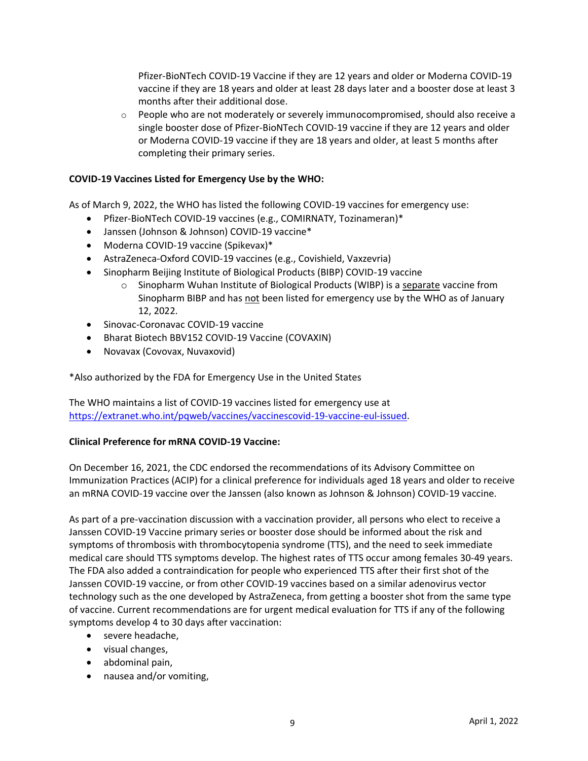Pfizer-BioNTech COVID-19 Vaccine if they are 12 years and older or Moderna COVID-19 vaccine if they are 18 years and older at least 28 days later and a booster dose at least 3 months after their additional dose.
  - People who are not moderately or severely immunocompromised, should also receive a single booster dose of Pfizer-BioNTech COVID-19 vaccine if they are 12 years and older or Moderna COVID-19 vaccine if they are 18 years and older, at least 5 months after completing their primary series.

**COVID-19 Vaccines Listed for Emergency Use by the WHO:**

As of March 9, 2022, the WHO has listed the following COVID-19 vaccines for emergency use:

- Pfizer-BioNTech COVID-19 vaccines (e.g., COMIRNATY, Tozinameran)*
- Janssen (Johnson & Johnson) COVID-19 vaccine*
- Moderna COVID-19 vaccine (Spikevax)*
- AstraZeneca-Oxford COVID-19 vaccines (e.g., Covishield, Vaxzevria)
- Sinopharm Beijing Institute of Biological Products (BIBP) COVID-19 vaccine
  - Sinopharm Wuhan Institute of Biological Products (WIBP) is a <u>separate</u> vaccine from Sinopharm BIBP and has <u>not</u> been listed for emergency use by the WHO as of January 12, 2022.
- Sinovac-Coronavac COVID-19 vaccine
- Bharat Biotech BBV152 COVID-19 Vaccine (COVAXIN)
- Novavax (Covovax, Nuvaxovid)

*Also authorized by the FDA for Emergency Use in the United States

The WHO maintains a list of COVID-19 vaccines listed for emergency use at [https://extranet.who.int/pqweb/vaccines/vaccinescovid-19-vaccine-eul-issued](https://extranet.who.int/pqweb/vaccines/vaccinescovid-19-vaccine-eul-issued).

**Clinical Preference for mRNA COVID-19 Vaccine:**

On December 16, 2021, the CDC endorsed the recommendations of its Advisory Committee on Immunization Practices (ACIP) for a clinical preference for individuals aged 18 years and older to receive an mRNA COVID-19 vaccine over the Janssen (also known as Johnson & Johnson) COVID-19 vaccine.

As part of a pre-vaccination discussion with a vaccination provider, all persons who elect to receive a Janssen COVID-19 Vaccine primary series or booster dose should be informed about the risk and symptoms of thrombosis with thrombocytopenia syndrome (TTS), and the need to seek immediate medical care should TTS symptoms develop. The highest rates of TTS occur among females 30-49 years. The FDA also added a contraindication for people who experienced TTS after their first shot of the Janssen COVID-19 vaccine, or from other COVID-19 vaccines based on a similar adenovirus vector technology such as the one developed by AstraZeneca, from getting a booster shot from the same type of vaccine. Current recommendations are for urgent medical evaluation for TTS if any of the following symptoms develop 4 to 30 days after vaccination:

- severe headache,
- visual changes,
- abdominal pain,
- nausea and/or vomiting,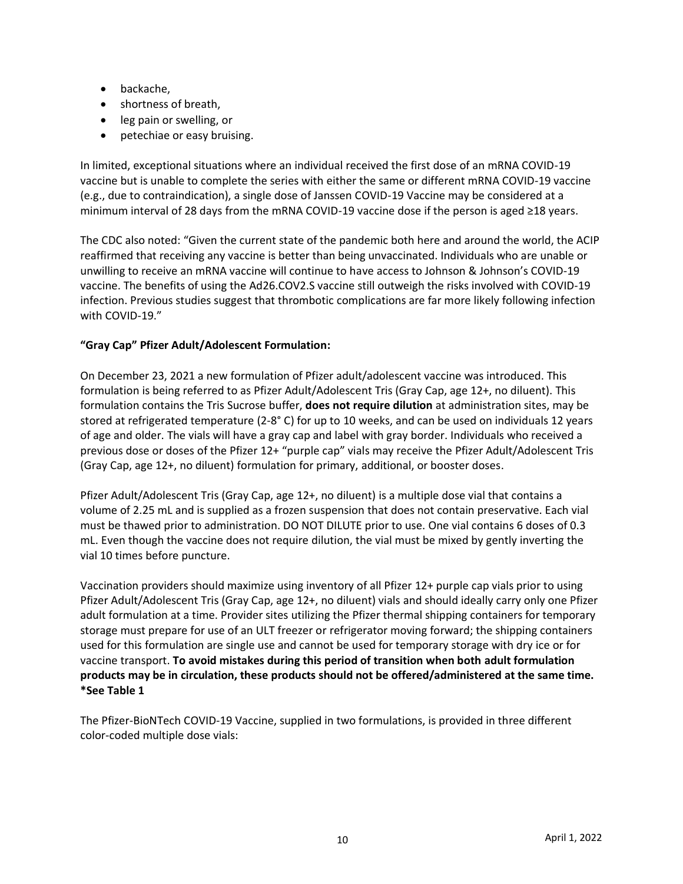- backache,
- shortness of breath,
- leg pain or swelling, or
- petechiae or easy bruising.

In limited, exceptional situations where an individual received the first dose of an mRNA COVID-19 vaccine but is unable to complete the series with either the same or different mRNA COVID-19 vaccine (e.g., due to contraindication), a single dose of Janssen COVID-19 Vaccine may be considered at a minimum interval of 28 days from the mRNA COVID-19 vaccine dose if the person is aged ≥18 years.

The CDC also noted: "Given the current state of the pandemic both here and around the world, the ACIP reaffirmed that receiving any vaccine is better than being unvaccinated. Individuals who are unable or unwilling to receive an mRNA vaccine will continue to have access to Johnson & Johnson's COVID-19 vaccine. The benefits of using the Ad26.COV2.S vaccine still outweigh the risks involved with COVID-19 infection. Previous studies suggest that thrombotic complications are far more likely following infection with COVID-19."

**"Gray Cap" Pfizer Adult/Adolescent Formulation:**

On December 23, 2021 a new formulation of Pfizer adult/adolescent vaccine was introduced. This formulation is being referred to as Pfizer Adult/Adolescent Tris (Gray Cap, age 12+, no diluent). This formulation contains the Tris Sucrose buffer, **does not require dilution** at administration sites, may be stored at refrigerated temperature (2-8° C) for up to 10 weeks, and can be used on individuals 12 years of age and older. The vials will have a gray cap and label with gray border. Individuals who received a previous dose or doses of the Pfizer 12+ "purple cap" vials may receive the Pfizer Adult/Adolescent Tris (Gray Cap, age 12+, no diluent) formulation for primary, additional, or booster doses.

Pfizer Adult/Adolescent Tris (Gray Cap, age 12+, no diluent) is a multiple dose vial that contains a volume of 2.25 mL and is supplied as a frozen suspension that does not contain preservative. Each vial must be thawed prior to administration. DO NOT DILUTE prior to use. One vial contains 6 doses of 0.3 mL. Even though the vaccine does not require dilution, the vial must be mixed by gently inverting the vial 10 times before puncture.

Vaccination providers should maximize using inventory of all Pfizer 12+ purple cap vials prior to using Pfizer Adult/Adolescent Tris (Gray Cap, age 12+, no diluent) vials and should ideally carry only one Pfizer adult formulation at a time. Provider sites utilizing the Pfizer thermal shipping containers for temporary storage must prepare for use of an ULT freezer or refrigerator moving forward; the shipping containers used for this formulation are single use and cannot be used for temporary storage with dry ice or for vaccine transport. **To avoid mistakes during this period of transition when both adult formulation products may be in circulation, these products should not be offered/administered at the same time. *See Table 1**

The Pfizer-BioNTech COVID-19 Vaccine, supplied in two formulations, is provided in three different color-coded multiple dose vials: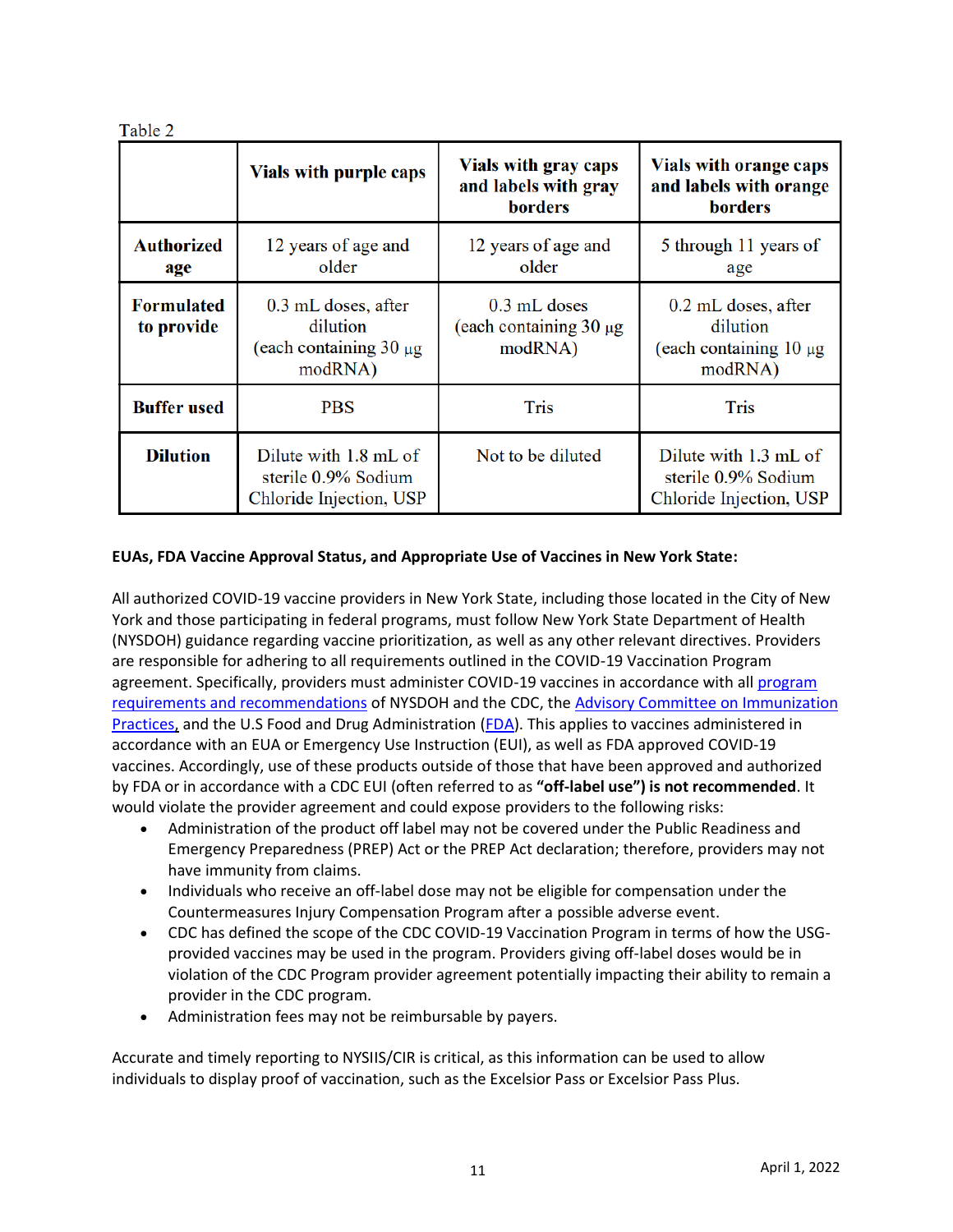Table 2

| | Vials with purple caps | Vials with gray caps and labels with gray borders | Vials with orange caps and labels with orange borders |
|---|---|---|---|
| **Authorized age** | 12 years of age and older | 12 years of age and older | 5 through 11 years of age |
| **Formulated to provide** | 0.3 mL doses, after dilution (each containing 30 µg modRNA) | 0.3 mL doses (each containing 30 µg modRNA) | 0.2 mL doses, after dilution (each containing 10 µg modRNA) |
| **Buffer used** | PBS | Tris | Tris |
| **Dilution** | Dilute with 1.8 mL of sterile 0.9% Sodium Chloride Injection, USP | Not to be diluted | Dilute with 1.3 mL of sterile 0.9% Sodium Chloride Injection, USP |

**EUAs, FDA Vaccine Approval Status, and Appropriate Use of Vaccines in New York State:**

All authorized COVID-19 vaccine providers in New York State, including those located in the City of New York and those participating in federal programs, must follow New York State Department of Health (NYSDOH) guidance regarding vaccine prioritization, as well as any other relevant directives. Providers are responsible for adhering to all requirements outlined in the COVID-19 Vaccination Program agreement. Specifically, providers must administer COVID-19 vaccines in accordance with all program requirements and recommendations of NYSDOH and the CDC, the Advisory Committee on Immunization Practices, and the U.S Food and Drug Administration (FDA). This applies to vaccines administered in accordance with an EUA or Emergency Use Instruction (EUI), as well as FDA approved COVID-19 vaccines. Accordingly, use of these products outside of those that have been approved and authorized by FDA or in accordance with a CDC EUI (often referred to as **"off-label use") is not recommended**. It would violate the provider agreement and could expose providers to the following risks:

- Administration of the product off label may not be covered under the Public Readiness and Emergency Preparedness (PREP) Act or the PREP Act declaration; therefore, providers may not have immunity from claims.
- Individuals who receive an off-label dose may not be eligible for compensation under the Countermeasures Injury Compensation Program after a possible adverse event.
- CDC has defined the scope of the CDC COVID-19 Vaccination Program in terms of how the USG-provided vaccines may be used in the program. Providers giving off-label doses would be in violation of the CDC Program provider agreement potentially impacting their ability to remain a provider in the CDC program.
- Administration fees may not be reimbursable by payers.

Accurate and timely reporting to NYSIIS/CIR is critical, as this information can be used to allow individuals to display proof of vaccination, such as the Excelsior Pass or Excelsior Pass Plus.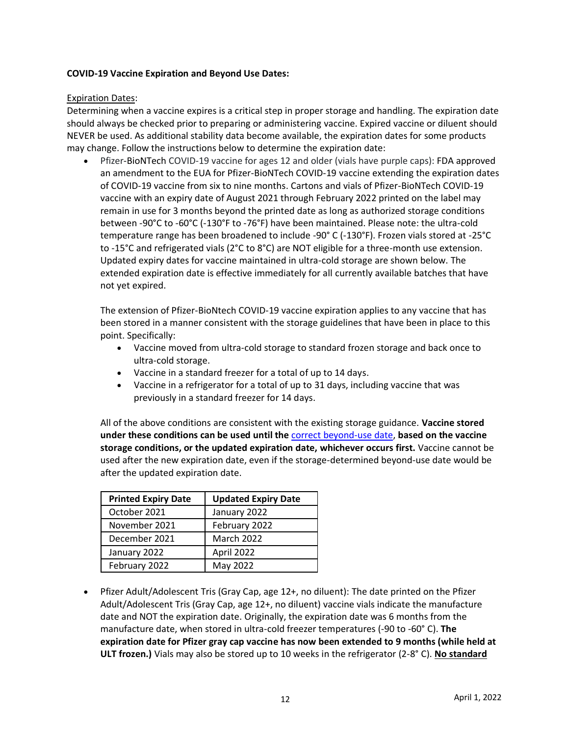**COVID-19 Vaccine Expiration and Beyond Use Dates:**

Expiration Dates:

Determining when a vaccine expires is a critical step in proper storage and handling. The expiration date should always be checked prior to preparing or administering vaccine. Expired vaccine or diluent should NEVER be used. As additional stability data become available, the expiration dates for some products may change. Follow the instructions below to determine the expiration date:

- Pfizer-BioNTech COVID-19 vaccine for ages 12 and older (vials have purple caps): FDA approved an amendment to the EUA for Pfizer-BioNTech COVID-19 vaccine extending the expiration dates of COVID-19 vaccine from six to nine months. Cartons and vials of Pfizer-BioNTech COVID-19 vaccine with an expiry date of August 2021 through February 2022 printed on the label may remain in use for 3 months beyond the printed date as long as authorized storage conditions between -90°C to -60°C (-130°F to -76°F) have been maintained. Please note: the ultra-cold temperature range has been broadened to include -90° C (-130°F). Frozen vials stored at -25°C to -15°C and refrigerated vials (2°C to 8°C) are NOT eligible for a three-month use extension. Updated expiry dates for vaccine maintained in ultra-cold storage are shown below. The extended expiration date is effective immediately for all currently available batches that have not yet expired.

  The extension of Pfizer-BioNtech COVID-19 vaccine expiration applies to any vaccine that has been stored in a manner consistent with the storage guidelines that have been in place to this point. Specifically:

  - Vaccine moved from ultra-cold storage to standard frozen storage and back once to ultra-cold storage.
  - Vaccine in a standard freezer for a total of up to 14 days.
  - Vaccine in a refrigerator for a total of up to 31 days, including vaccine that was previously in a standard freezer for 14 days.

  All of the above conditions are consistent with the existing storage guidance. **Vaccine stored under these conditions can be used until the** correct beyond-use date**, based on the vaccine storage conditions, or the updated expiration date, whichever occurs first.** Vaccine cannot be used after the new expiration date, even if the storage-determined beyond-use date would be after the updated expiration date.

  | Printed Expiry Date | Updated Expiry Date |
  |---|---|
  | October 2021 | January 2022 |
  | November 2021 | February 2022 |
  | December 2021 | March 2022 |
  | January 2022 | April 2022 |
  | February 2022 | May 2022 |

- Pfizer Adult/Adolescent Tris (Gray Cap, age 12+, no diluent): The date printed on the Pfizer Adult/Adolescent Tris (Gray Cap, age 12+, no diluent) vaccine vials indicate the manufacture date and NOT the expiration date. Originally, the expiration date was 6 months from the manufacture date, when stored in ultra-cold freezer temperatures (-90 to -60° C). **The expiration date for Pfizer gray cap vaccine has now been extended to 9 months (while held at ULT frozen.)** Vials may also be stored up to 10 weeks in the refrigerator (2-8° C). **No standard**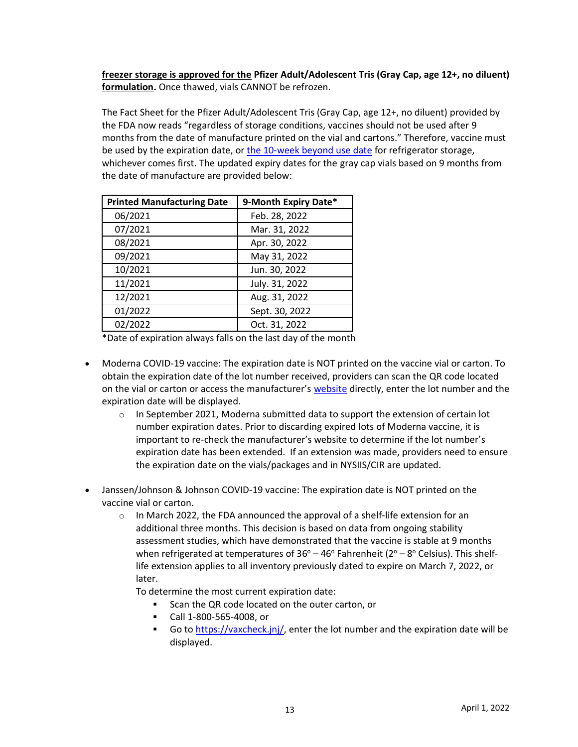**freezer storage is approved for the** **Pfizer Adult/Adolescent Tris (Gray Cap, age 12+, no diluent) formulation.** Once thawed, vials CANNOT be refrozen.

The Fact Sheet for the Pfizer Adult/Adolescent Tris (Gray Cap, age 12+, no diluent) provided by the FDA now reads "regardless of storage conditions, vaccines should not be used after 9 months from the date of manufacture printed on the vial and cartons." Therefore, vaccine must be used by the expiration date, or the 10-week beyond use date for refrigerator storage, whichever comes first. The updated expiry dates for the gray cap vials based on 9 months from the date of manufacture are provided below:

| Printed Manufacturing Date | 9-Month Expiry Date* |
| --- | --- |
| 06/2021 | Feb. 28, 2022 |
| 07/2021 | Mar. 31, 2022 |
| 08/2021 | Apr. 30, 2022 |
| 09/2021 | May 31, 2022 |
| 10/2021 | Jun. 30, 2022 |
| 11/2021 | July. 31, 2022 |
| 12/2021 | Aug. 31, 2022 |
| 01/2022 | Sept. 30, 2022 |
| 02/2022 | Oct. 31, 2022 |

*Date of expiration always falls on the last day of the month

- Moderna COVID-19 vaccine: The expiration date is NOT printed on the vaccine vial or carton. To obtain the expiration date of the lot number received, providers can scan the QR code located on the vial or carton or access the manufacturer's website directly, enter the lot number and the expiration date will be displayed.
  - In September 2021, Moderna submitted data to support the extension of certain lot number expiration dates. Prior to discarding expired lots of Moderna vaccine, it is important to re-check the manufacturer's website to determine if the lot number's expiration date has been extended. If an extension was made, providers need to ensure the expiration date on the vials/packages and in NYSIIS/CIR are updated.

- Janssen/Johnson & Johnson COVID-19 vaccine: The expiration date is NOT printed on the vaccine vial or carton.
  - In March 2022, the FDA announced the approval of a shelf-life extension for an additional three months. This decision is based on data from ongoing stability assessment studies, which have demonstrated that the vaccine is stable at 9 months when refrigerated at temperatures of 36° – 46° Fahrenheit (2° – 8° Celsius). This shelf-life extension applies to all inventory previously dated to expire on March 7, 2022, or later.

    To determine the most current expiration date:
    - Scan the QR code located on the outer carton, or
    - Call 1-800-565-4008, or
    - Go to https://vaxcheck.jnj/, enter the lot number and the expiration date will be displayed.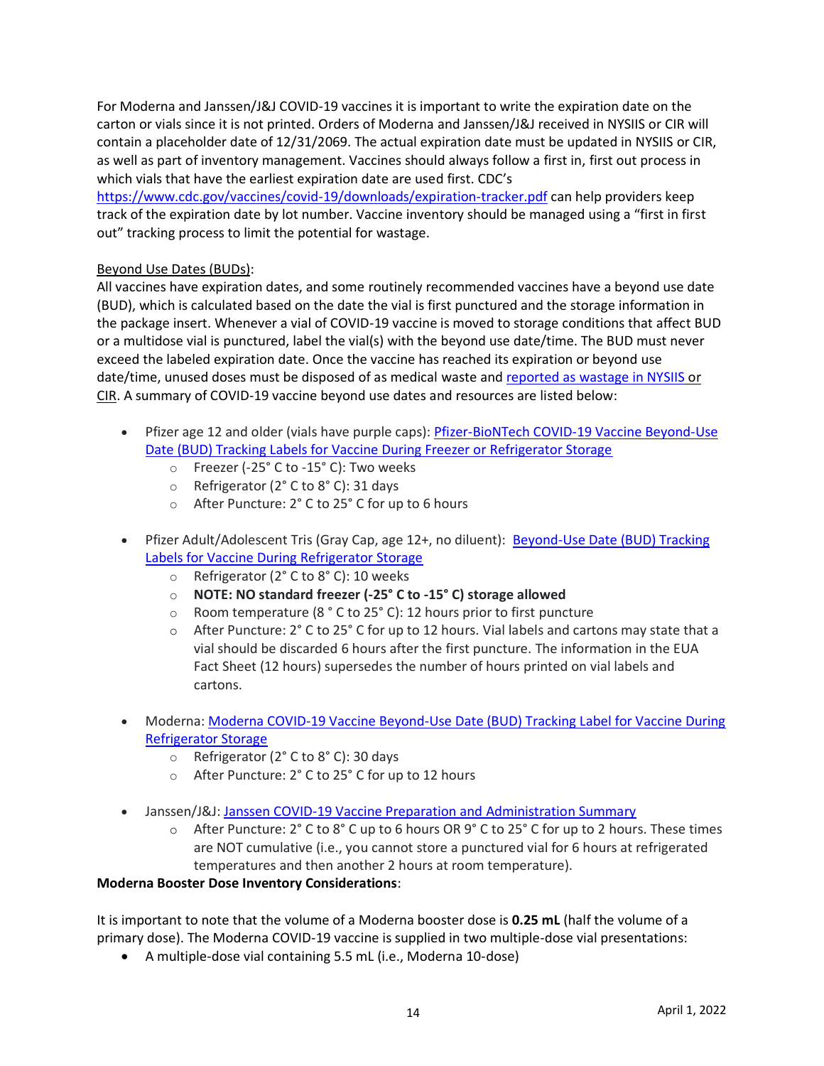For Moderna and Janssen/J&J COVID-19 vaccines it is important to write the expiration date on the carton or vials since it is not printed. Orders of Moderna and Janssen/J&J received in NYSIIS or CIR will contain a placeholder date of 12/31/2069. The actual expiration date must be updated in NYSIIS or CIR, as well as part of inventory management. Vaccines should always follow a first in, first out process in which vials that have the earliest expiration date are used first. CDC's https://www.cdc.gov/vaccines/covid-19/downloads/expiration-tracker.pdf can help providers keep track of the expiration date by lot number. Vaccine inventory should be managed using a "first in first out" tracking process to limit the potential for wastage.

Beyond Use Dates (BUDs):

All vaccines have expiration dates, and some routinely recommended vaccines have a beyond use date (BUD), which is calculated based on the date the vial is first punctured and the storage information in the package insert. Whenever a vial of COVID-19 vaccine is moved to storage conditions that affect BUD or a multidose vial is punctured, label the vial(s) with the beyond use date/time. The BUD must never exceed the labeled expiration date. Once the vaccine has reached its expiration or beyond use date/time, unused doses must be disposed of as medical waste and reported as wastage in NYSIIS or CIR. A summary of COVID-19 vaccine beyond use dates and resources are listed below:

- Pfizer age 12 and older (vials have purple caps): Pfizer-BioNTech COVID-19 Vaccine Beyond-Use Date (BUD) Tracking Labels for Vaccine During Freezer or Refrigerator Storage
  - Freezer (-25° C to -15° C): Two weeks
  - Refrigerator (2° C to 8° C): 31 days
  - After Puncture: 2° C to 25° C for up to 6 hours

- Pfizer Adult/Adolescent Tris (Gray Cap, age 12+, no diluent): Beyond-Use Date (BUD) Tracking Labels for Vaccine During Refrigerator Storage
  - Refrigerator (2° C to 8° C): 10 weeks
  - **NOTE: NO standard freezer (-25° C to -15° C) storage allowed**
  - Room temperature (8 ° C to 25° C): 12 hours prior to first puncture
  - After Puncture: 2° C to 25° C for up to 12 hours. Vial labels and cartons may state that a vial should be discarded 6 hours after the first puncture. The information in the EUA Fact Sheet (12 hours) supersedes the number of hours printed on vial labels and cartons.

- Moderna: Moderna COVID-19 Vaccine Beyond-Use Date (BUD) Tracking Label for Vaccine During Refrigerator Storage
  - Refrigerator (2° C to 8° C): 30 days
  - After Puncture: 2° C to 25° C for up to 12 hours

- Janssen/J&J: Janssen COVID-19 Vaccine Preparation and Administration Summary
  - After Puncture: 2° C to 8° C up to 6 hours OR 9° C to 25° C for up to 2 hours. These times are NOT cumulative (i.e., you cannot store a punctured vial for 6 hours at refrigerated temperatures and then another 2 hours at room temperature).

**Moderna Booster Dose Inventory Considerations**:

It is important to note that the volume of a Moderna booster dose is **0.25 mL** (half the volume of a primary dose). The Moderna COVID-19 vaccine is supplied in two multiple-dose vial presentations:

- A multiple-dose vial containing 5.5 mL (i.e., Moderna 10-dose)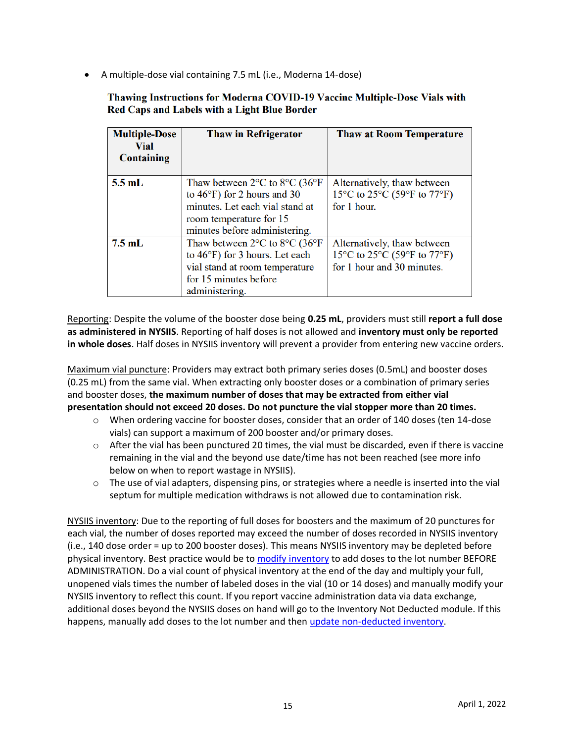- A multiple-dose vial containing 7.5 mL (i.e., Moderna 14-dose)

**Thawing Instructions for Moderna COVID-19 Vaccine Multiple-Dose Vials with Red Caps and Labels with a Light Blue Border**

| Multiple-Dose Vial Containing | Thaw in Refrigerator | Thaw at Room Temperature |
|---|---|---|
| 5.5 mL | Thaw between 2°C to 8°C (36°F to 46°F) for 2 hours and 30 minutes. Let each vial stand at room temperature for 15 minutes before administering. | Alternatively, thaw between 15°C to 25°C (59°F to 77°F) for 1 hour. |
| 7.5 mL | Thaw between 2°C to 8°C (36°F to 46°F) for 3 hours. Let each vial stand at room temperature for 15 minutes before administering. | Alternatively, thaw between 15°C to 25°C (59°F to 77°F) for 1 hour and 30 minutes. |

Reporting: Despite the volume of the booster dose being **0.25 mL**, providers must still **report a full dose as administered in NYSIIS**. Reporting of half doses is not allowed and **inventory must only be reported in whole doses**. Half doses in NYSIIS inventory will prevent a provider from entering new vaccine orders.

Maximum vial puncture: Providers may extract both primary series doses (0.5mL) and booster doses (0.25 mL) from the same vial. When extracting only booster doses or a combination of primary series and booster doses, **the maximum number of doses that may be extracted from either vial presentation should not exceed 20 doses. Do not puncture the vial stopper more than 20 times.**

- When ordering vaccine for booster doses, consider that an order of 140 doses (ten 14-dose vials) can support a maximum of 200 booster and/or primary doses.
- After the vial has been punctured 20 times, the vial must be discarded, even if there is vaccine remaining in the vial and the beyond use date/time has not been reached (see more info below on when to report wastage in NYSIIS).
- The use of vial adapters, dispensing pins, or strategies where a needle is inserted into the vial septum for multiple medication withdraws is not allowed due to contamination risk.

NYSIIS inventory: Due to the reporting of full doses for boosters and the maximum of 20 punctures for each vial, the number of doses reported may exceed the number of doses recorded in NYSIIS inventory (i.e., 140 dose order = up to 200 booster doses). This means NYSIIS inventory may be depleted before physical inventory. Best practice would be to modify inventory to add doses to the lot number BEFORE ADMINISTRATION. Do a vial count of physical inventory at the end of the day and multiply your full, unopened vials times the number of labeled doses in the vial (10 or 14 doses) and manually modify your NYSIIS inventory to reflect this count. If you report vaccine administration data via data exchange, additional doses beyond the NYSIIS doses on hand will go to the Inventory Not Deducted module. If this happens, manually add doses to the lot number and then update non-deducted inventory.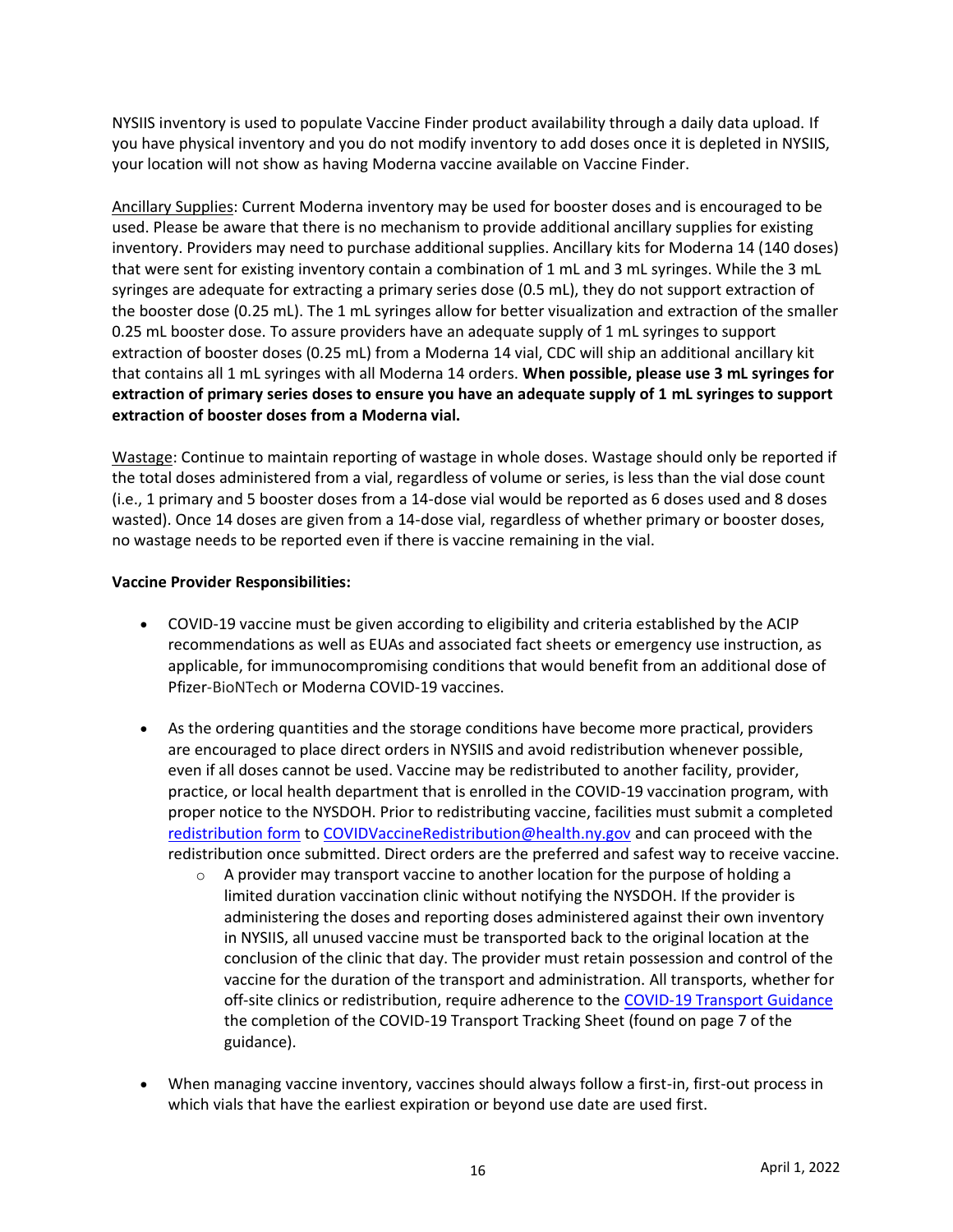NYSIIS inventory is used to populate Vaccine Finder product availability through a daily data upload. If you have physical inventory and you do not modify inventory to add doses once it is depleted in NYSIIS, your location will not show as having Moderna vaccine available on Vaccine Finder.

Ancillary Supplies: Current Moderna inventory may be used for booster doses and is encouraged to be used. Please be aware that there is no mechanism to provide additional ancillary supplies for existing inventory. Providers may need to purchase additional supplies. Ancillary kits for Moderna 14 (140 doses) that were sent for existing inventory contain a combination of 1 mL and 3 mL syringes. While the 3 mL syringes are adequate for extracting a primary series dose (0.5 mL), they do not support extraction of the booster dose (0.25 mL). The 1 mL syringes allow for better visualization and extraction of the smaller 0.25 mL booster dose. To assure providers have an adequate supply of 1 mL syringes to support extraction of booster doses (0.25 mL) from a Moderna 14 vial, CDC will ship an additional ancillary kit that contains all 1 mL syringes with all Moderna 14 orders. **When possible, please use 3 mL syringes for extraction of primary series doses to ensure you have an adequate supply of 1 mL syringes to support extraction of booster doses from a Moderna vial.**

Wastage: Continue to maintain reporting of wastage in whole doses. Wastage should only be reported if the total doses administered from a vial, regardless of volume or series, is less than the vial dose count (i.e., 1 primary and 5 booster doses from a 14-dose vial would be reported as 6 doses used and 8 doses wasted). Once 14 doses are given from a 14-dose vial, regardless of whether primary or booster doses, no wastage needs to be reported even if there is vaccine remaining in the vial.

**Vaccine Provider Responsibilities:**

- COVID-19 vaccine must be given according to eligibility and criteria established by the ACIP recommendations as well as EUAs and associated fact sheets or emergency use instruction, as applicable, for immunocompromising conditions that would benefit from an additional dose of Pfizer-BioNTech or Moderna COVID-19 vaccines.

- As the ordering quantities and the storage conditions have become more practical, providers are encouraged to place direct orders in NYSIIS and avoid redistribution whenever possible, even if all doses cannot be used. Vaccine may be redistributed to another facility, provider, practice, or local health department that is enrolled in the COVID-19 vaccination program, with proper notice to the NYSDOH. Prior to redistributing vaccine, facilities must submit a completed redistribution form to COVIDVaccineRedistribution@health.ny.gov and can proceed with the redistribution once submitted. Direct orders are the preferred and safest way to receive vaccine.
    - A provider may transport vaccine to another location for the purpose of holding a limited duration vaccination clinic without notifying the NYSDOH. If the provider is administering the doses and reporting doses administered against their own inventory in NYSIIS, all unused vaccine must be transported back to the original location at the conclusion of the clinic that day. The provider must retain possession and control of the vaccine for the duration of the transport and administration. All transports, whether for off-site clinics or redistribution, require adherence to the COVID-19 Transport Guidance the completion of the COVID-19 Transport Tracking Sheet (found on page 7 of the guidance).

- When managing vaccine inventory, vaccines should always follow a first-in, first-out process in which vials that have the earliest expiration or beyond use date are used first.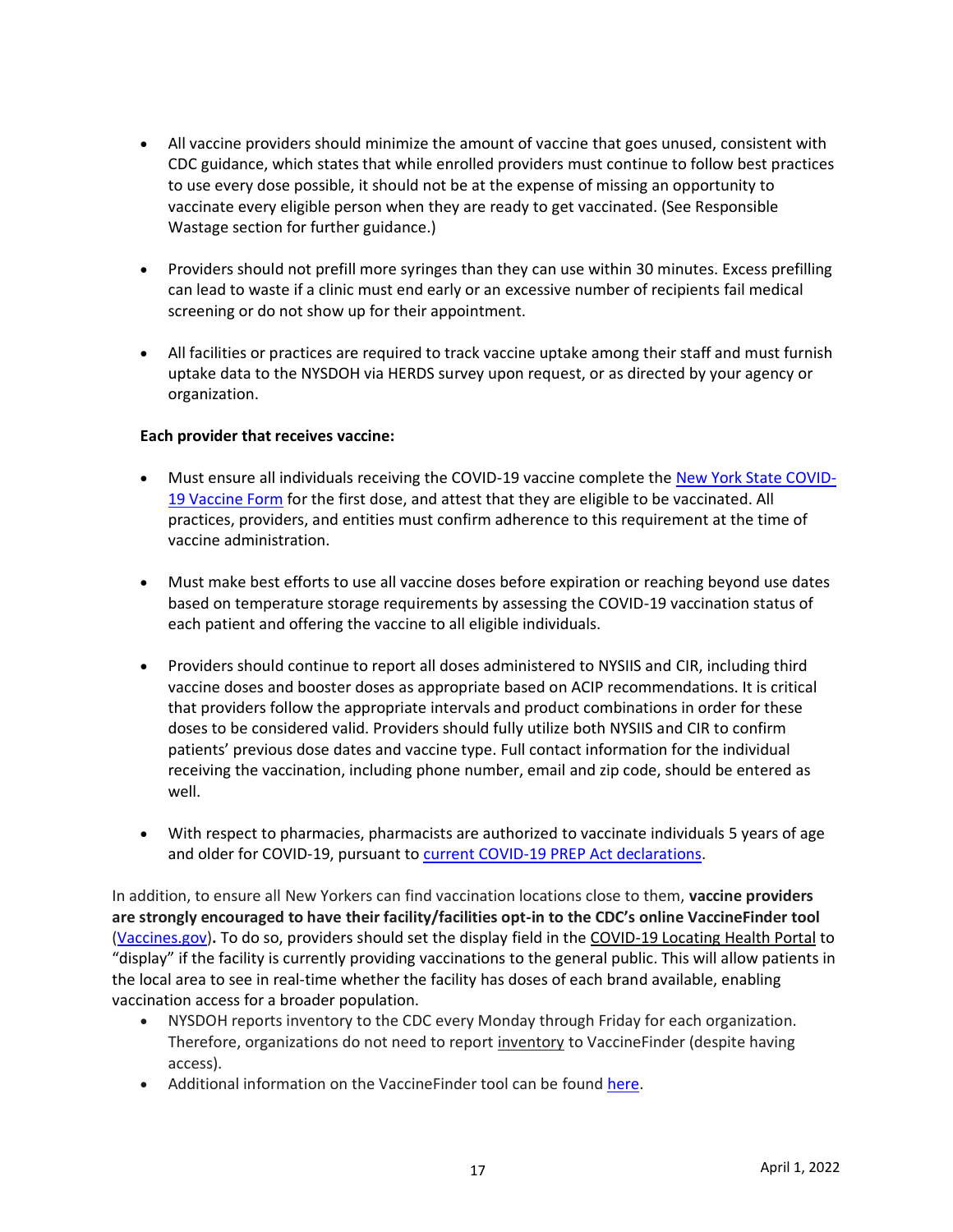- All vaccine providers should minimize the amount of vaccine that goes unused, consistent with CDC guidance, which states that while enrolled providers must continue to follow best practices to use every dose possible, it should not be at the expense of missing an opportunity to vaccinate every eligible person when they are ready to get vaccinated. (See Responsible Wastage section for further guidance.)

- Providers should not prefill more syringes than they can use within 30 minutes. Excess prefilling can lead to waste if a clinic must end early or an excessive number of recipients fail medical screening or do not show up for their appointment.

- All facilities or practices are required to track vaccine uptake among their staff and must furnish uptake data to the NYSDOH via HERDS survey upon request, or as directed by your agency or organization.

**Each provider that receives vaccine:**

- Must ensure all individuals receiving the COVID-19 vaccine complete the New York State COVID-19 Vaccine Form for the first dose, and attest that they are eligible to be vaccinated. All practices, providers, and entities must confirm adherence to this requirement at the time of vaccine administration.

- Must make best efforts to use all vaccine doses before expiration or reaching beyond use dates based on temperature storage requirements by assessing the COVID-19 vaccination status of each patient and offering the vaccine to all eligible individuals.

- Providers should continue to report all doses administered to NYSIIS and CIR, including third vaccine doses and booster doses as appropriate based on ACIP recommendations. It is critical that providers follow the appropriate intervals and product combinations in order for these doses to be considered valid. Providers should fully utilize both NYSIIS and CIR to confirm patients' previous dose dates and vaccine type. Full contact information for the individual receiving the vaccination, including phone number, email and zip code, should be entered as well.

- With respect to pharmacies, pharmacists are authorized to vaccinate individuals 5 years of age and older for COVID-19, pursuant to current COVID-19 PREP Act declarations.

In addition, to ensure all New Yorkers can find vaccination locations close to them, **vaccine providers are strongly encouraged to have their facility/facilities opt-in to the CDC's online VaccineFinder tool** (Vaccines.gov)**.** To do so, providers should set the display field in the COVID-19 Locating Health Portal to "display" if the facility is currently providing vaccinations to the general public. This will allow patients in the local area to see in real-time whether the facility has doses of each brand available, enabling vaccination access for a broader population.

- NYSDOH reports inventory to the CDC every Monday through Friday for each organization. Therefore, organizations do not need to report inventory to VaccineFinder (despite having access).
- Additional information on the VaccineFinder tool can be found here.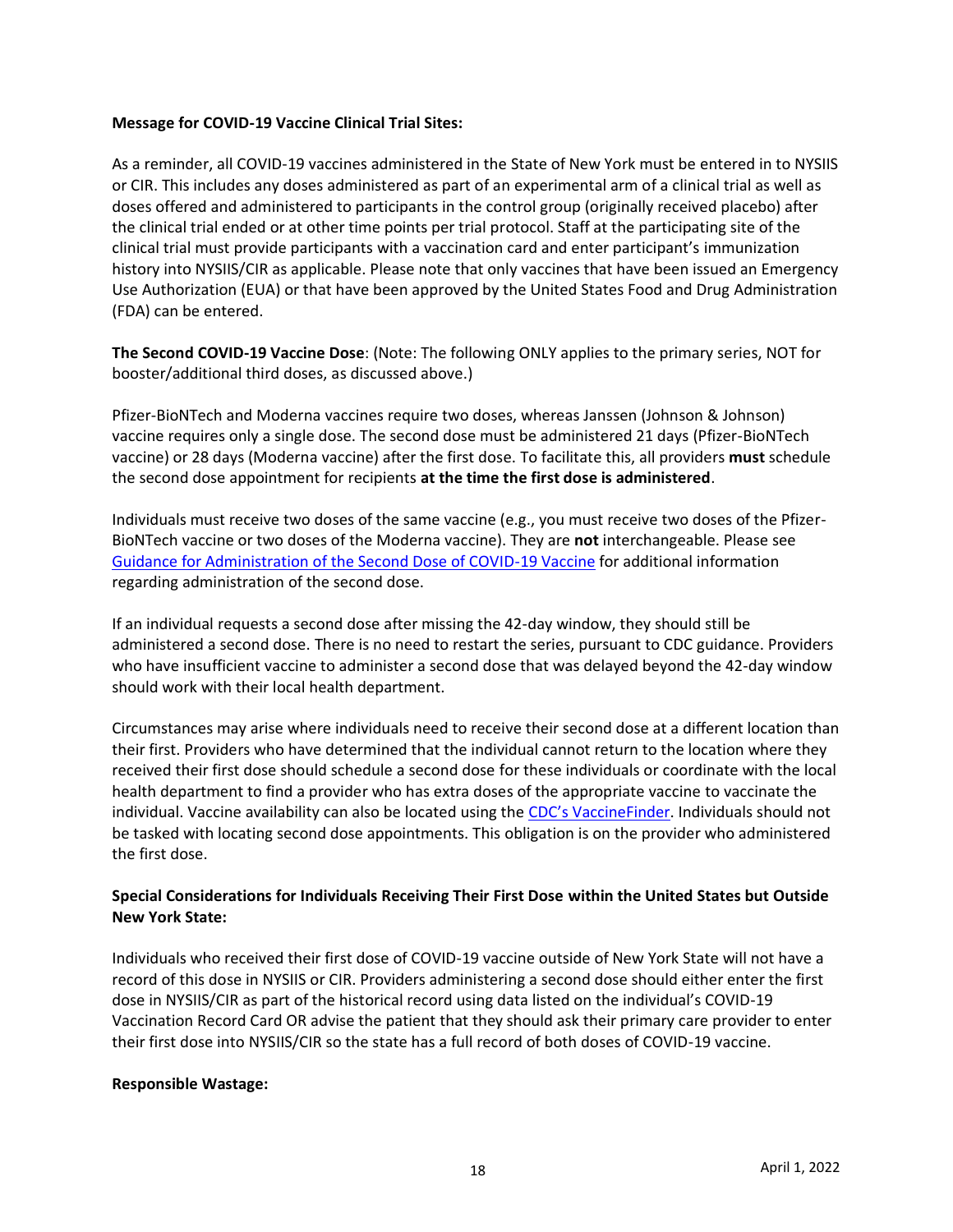**Message for COVID-19 Vaccine Clinical Trial Sites:**

As a reminder, all COVID-19 vaccines administered in the State of New York must be entered in to NYSIIS or CIR. This includes any doses administered as part of an experimental arm of a clinical trial as well as doses offered and administered to participants in the control group (originally received placebo) after the clinical trial ended or at other time points per trial protocol. Staff at the participating site of the clinical trial must provide participants with a vaccination card and enter participant's immunization history into NYSIIS/CIR as applicable. Please note that only vaccines that have been issued an Emergency Use Authorization (EUA) or that have been approved by the United States Food and Drug Administration (FDA) can be entered.

**The Second COVID-19 Vaccine Dose**: (Note: The following ONLY applies to the primary series, NOT for booster/additional third doses, as discussed above.)

Pfizer-BioNTech and Moderna vaccines require two doses, whereas Janssen (Johnson & Johnson) vaccine requires only a single dose. The second dose must be administered 21 days (Pfizer-BioNTech vaccine) or 28 days (Moderna vaccine) after the first dose. To facilitate this, all providers **must** schedule the second dose appointment for recipients **at the time the first dose is administered**.

Individuals must receive two doses of the same vaccine (e.g., you must receive two doses of the Pfizer-BioNTech vaccine or two doses of the Moderna vaccine). They are **not** interchangeable. Please see [Guidance for Administration of the Second Dose of COVID-19 Vaccine]() for additional information regarding administration of the second dose.

If an individual requests a second dose after missing the 42-day window, they should still be administered a second dose. There is no need to restart the series, pursuant to CDC guidance. Providers who have insufficient vaccine to administer a second dose that was delayed beyond the 42-day window should work with their local health department.

Circumstances may arise where individuals need to receive their second dose at a different location than their first. Providers who have determined that the individual cannot return to the location where they received their first dose should schedule a second dose for these individuals or coordinate with the local health department to find a provider who has extra doses of the appropriate vaccine to vaccinate the individual. Vaccine availability can also be located using the [CDC's VaccineFinder](). Individuals should not be tasked with locating second dose appointments. This obligation is on the provider who administered the first dose.

**Special Considerations for Individuals Receiving Their First Dose within the United States but Outside New York State:**

Individuals who received their first dose of COVID-19 vaccine outside of New York State will not have a record of this dose in NYSIIS or CIR. Providers administering a second dose should either enter the first dose in NYSIIS/CIR as part of the historical record using data listed on the individual's COVID-19 Vaccination Record Card OR advise the patient that they should ask their primary care provider to enter their first dose into NYSIIS/CIR so the state has a full record of both doses of COVID-19 vaccine.

**Responsible Wastage:**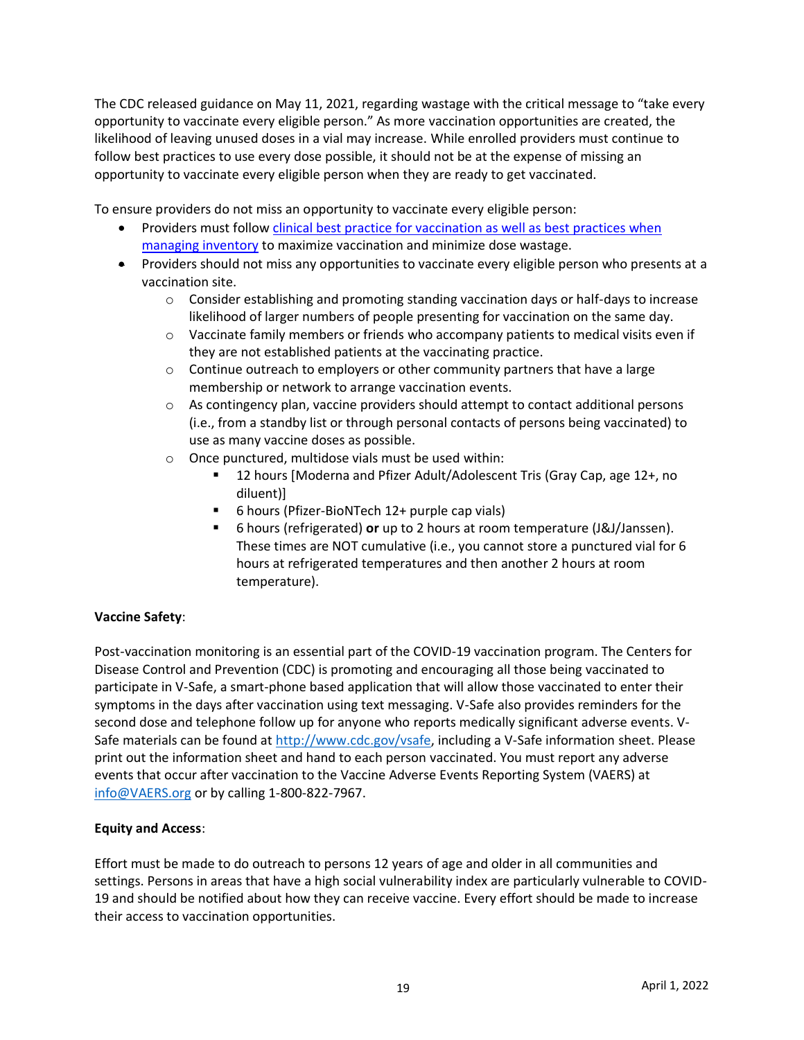The CDC released guidance on May 11, 2021, regarding wastage with the critical message to "take every opportunity to vaccinate every eligible person." As more vaccination opportunities are created, the likelihood of leaving unused doses in a vial may increase. While enrolled providers must continue to follow best practices to use every dose possible, it should not be at the expense of missing an opportunity to vaccinate every eligible person when they are ready to get vaccinated.

To ensure providers do not miss an opportunity to vaccinate every eligible person:

- Providers must follow [clinical best practice for vaccination as well as best practices when managing inventory]() to maximize vaccination and minimize dose wastage.
- Providers should not miss any opportunities to vaccinate every eligible person who presents at a vaccination site.
    - Consider establishing and promoting standing vaccination days or half-days to increase likelihood of larger numbers of people presenting for vaccination on the same day.
    - Vaccinate family members or friends who accompany patients to medical visits even if they are not established patients at the vaccinating practice.
    - Continue outreach to employers or other community partners that have a large membership or network to arrange vaccination events.
    - As contingency plan, vaccine providers should attempt to contact additional persons (i.e., from a standby list or through personal contacts of persons being vaccinated) to use as many vaccine doses as possible.
    - Once punctured, multidose vials must be used within:
        - 12 hours [Moderna and Pfizer Adult/Adolescent Tris (Gray Cap, age 12+, no diluent)]
        - 6 hours (Pfizer-BioNTech 12+ purple cap vials)
        - 6 hours (refrigerated) **or** up to 2 hours at room temperature (J&J/Janssen). These times are NOT cumulative (i.e., you cannot store a punctured vial for 6 hours at refrigerated temperatures and then another 2 hours at room temperature).

**Vaccine Safety**:

Post-vaccination monitoring is an essential part of the COVID-19 vaccination program. The Centers for Disease Control and Prevention (CDC) is promoting and encouraging all those being vaccinated to participate in V-Safe, a smart-phone based application that will allow those vaccinated to enter their symptoms in the days after vaccination using text messaging. V-Safe also provides reminders for the second dose and telephone follow up for anyone who reports medically significant adverse events. V-Safe materials can be found at http://www.cdc.gov/vsafe, including a V-Safe information sheet. Please print out the information sheet and hand to each person vaccinated. You must report any adverse events that occur after vaccination to the Vaccine Adverse Events Reporting System (VAERS) at info@VAERS.org or by calling 1-800-822-7967.

**Equity and Access**:

Effort must be made to do outreach to persons 12 years of age and older in all communities and settings. Persons in areas that have a high social vulnerability index are particularly vulnerable to COVID-19 and should be notified about how they can receive vaccine. Every effort should be made to increase their access to vaccination opportunities.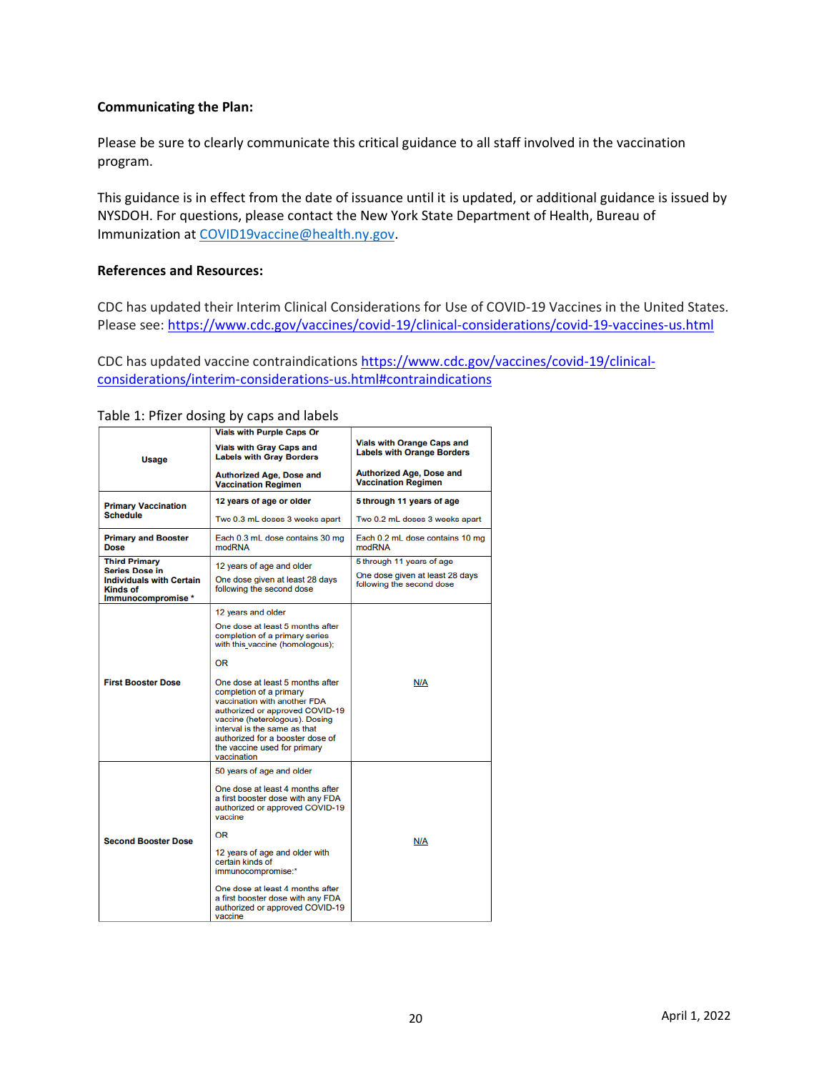**Communicating the Plan:**

Please be sure to clearly communicate this critical guidance to all staff involved in the vaccination program.

This guidance is in effect from the date of issuance until it is updated, or additional guidance is issued by NYSDOH. For questions, please contact the New York State Department of Health, Bureau of Immunization at [COVID19vaccine@health.ny.gov](mailto:COVID19vaccine@health.ny.gov).

**References and Resources:**

CDC has updated their Interim Clinical Considerations for Use of COVID-19 Vaccines in the United States. Please see: https://www.cdc.gov/vaccines/covid-19/clinical-considerations/covid-19-vaccines-us.html

CDC has updated vaccine contraindications https://www.cdc.gov/vaccines/covid-19/clinical-considerations/interim-considerations-us.html#contraindications

Table 1: Pfizer dosing by caps and labels

| Usage | Vials with Purple Caps Or<br><br>Vials with Gray Caps and Labels with Gray Borders<br><br>Authorized Age, Dose and Vaccination Regimen | Vials with Orange Caps and Labels with Orange Borders<br><br>Authorized Age, Dose and Vaccination Regimen |
|---|---|---|
| **Primary Vaccination Schedule** | **12 years of age or older**<br><br>Two 0.3 mL doses 3 weeks apart | **5 through 11 years of age**<br><br>Two 0.2 mL doses 3 weeks apart |
| **Primary and Booster Dose** | Each 0.3 mL dose contains 30 mg modRNA | Each 0.2 mL dose contains 10 mg modRNA |
| **Third Primary Series Dose in Individuals with Certain Kinds of Immunocompromise \*** | 12 years of age and older<br><br>One dose given at least 28 days following the second dose | 5 through 11 years of age<br><br>One dose given at least 28 days following the second dose |
| **First Booster Dose** | 12 years and older<br><br>One dose at least 5 months after completion of a primary series with this vaccine (homologous);<br><br>OR<br><br>One dose at least 5 months after completion of a primary vaccination with another FDA authorized or approved COVID-19 vaccine (heterologous). Dosing interval is the same as that authorized for a booster dose of the vaccine used for primary vaccination | N/A |
| **Second Booster Dose** | 50 years of age and older<br><br>One dose at least 4 months after a first booster dose with any FDA authorized or approved COVID-19 vaccine<br><br>OR<br><br>12 years of age and older with certain kinds of immunocompromise:\*<br><br>One dose at least 4 months after a first booster dose with any FDA authorized or approved COVID-19 vaccine | N/A |

April 1, 2022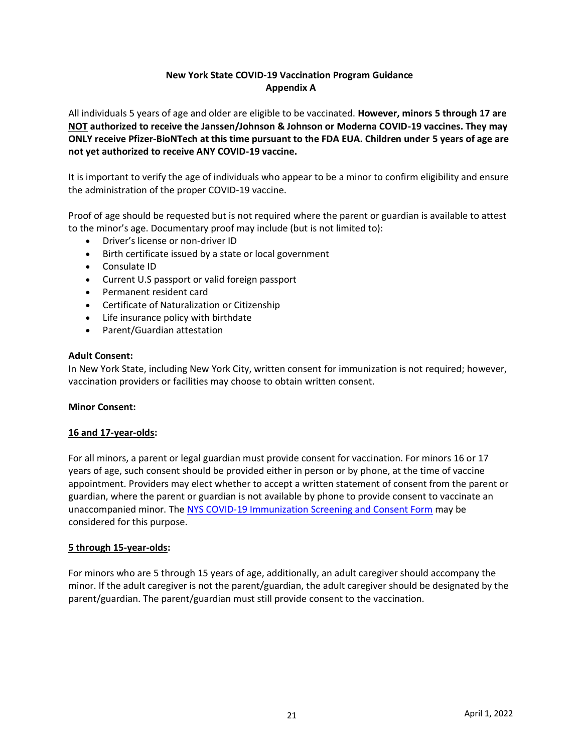# New York State COVID-19 Vaccination Program Guidance
## Appendix A

All individuals 5 years of age and older are eligible to be vaccinated. **However, minors 5 through 17 are <u>NOT</u> authorized to receive the Janssen/Johnson & Johnson or Moderna COVID-19 vaccines. They may ONLY receive Pfizer-BioNTech at this time pursuant to the FDA EUA. Children under 5 years of age are not yet authorized to receive ANY COVID-19 vaccine.**

It is important to verify the age of individuals who appear to be a minor to confirm eligibility and ensure the administration of the proper COVID-19 vaccine.

Proof of age should be requested but is not required where the parent or guardian is available to attest to the minor's age. Documentary proof may include (but is not limited to):

- Driver's license or non-driver ID
- Birth certificate issued by a state or local government
- Consulate ID
- Current U.S passport or valid foreign passport
- Permanent resident card
- Certificate of Naturalization or Citizenship
- Life insurance policy with birthdate
- Parent/Guardian attestation

**Adult Consent:**

In New York State, including New York City, written consent for immunization is not required; however, vaccination providers or facilities may choose to obtain written consent.

**Minor Consent:**

**<u>16 and 17-year-olds</u>:**

For all minors, a parent or legal guardian must provide consent for vaccination. For minors 16 or 17 years of age, such consent should be provided either in person or by phone, at the time of vaccine appointment. Providers may elect whether to accept a written statement of consent from the parent or guardian, where the parent or guardian is not available by phone to provide consent to vaccinate an unaccompanied minor. The NYS COVID-19 Immunization Screening and Consent Form may be considered for this purpose.

**<u>5 through 15-year-olds</u>:**

For minors who are 5 through 15 years of age, additionally, an adult caregiver should accompany the minor. If the adult caregiver is not the parent/guardian, the adult caregiver should be designated by the parent/guardian. The parent/guardian must still provide consent to the vaccination.